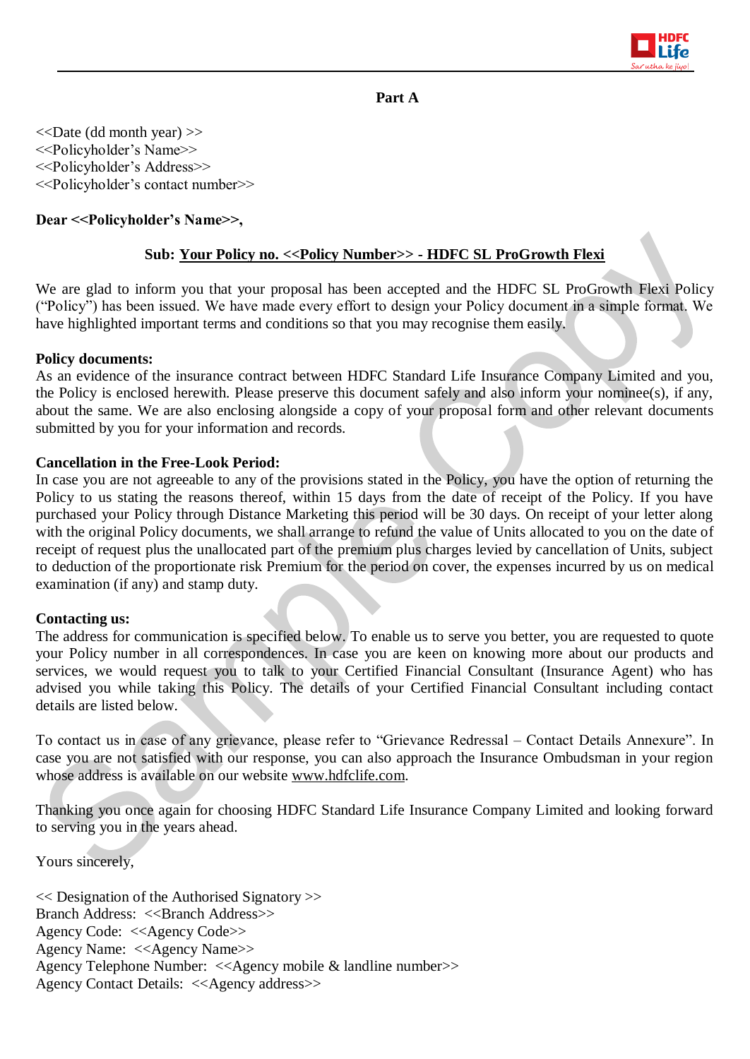**Part A**

<<Date (dd month year) >>
<<Policyholder's Name>>
<<Policyholder's Address>>
<<Policyholder's contact number>>

**Dear <<Policyholder's Name>>,**

**Sub: Your Policy no. <<Policy Number>> - HDFC SL ProGrowth Flexi**

We are glad to inform you that your proposal has been accepted and the HDFC SL ProGrowth Flexi Policy ("Policy") has been issued. We have made every effort to design your Policy document in a simple format. We have highlighted important terms and conditions so that you may recognise them easily.

**Policy documents:**
As an evidence of the insurance contract between HDFC Standard Life Insurance Company Limited and you, the Policy is enclosed herewith. Please preserve this document safely and also inform your nominee(s), if any, about the same. We are also enclosing alongside a copy of your proposal form and other relevant documents submitted by you for your information and records.

**Cancellation in the Free-Look Period:**
In case you are not agreeable to any of the provisions stated in the Policy, you have the option of returning the Policy to us stating the reasons thereof, within 15 days from the date of receipt of the Policy. If you have purchased your Policy through Distance Marketing this period will be 30 days. On receipt of your letter along with the original Policy documents, we shall arrange to refund the value of Units allocated to you on the date of receipt of request plus the unallocated part of the premium plus charges levied by cancellation of Units, subject to deduction of the proportionate risk Premium for the period on cover, the expenses incurred by us on medical examination (if any) and stamp duty.

**Contacting us:**
The address for communication is specified below. To enable us to serve you better, you are requested to quote your Policy number in all correspondences. In case you are keen on knowing more about our products and services, we would request you to talk to your Certified Financial Consultant (Insurance Agent) who has advised you while taking this Policy. The details of your Certified Financial Consultant including contact details are listed below.

To contact us in case of any grievance, please refer to "Grievance Redressal – Contact Details Annexure". In case you are not satisfied with our response, you can also approach the Insurance Ombudsman in your region whose address is available on our website www.hdfclife.com.

Thanking you once again for choosing HDFC Standard Life Insurance Company Limited and looking forward to serving you in the years ahead.

Yours sincerely,

<< Designation of the Authorised Signatory >>
Branch Address: <<Branch Address>>
Agency Code: <<Agency Code>>
Agency Name: <<Agency Name>>
Agency Telephone Number: <<Agency mobile & landline number>>
Agency Contact Details: <<Agency address>>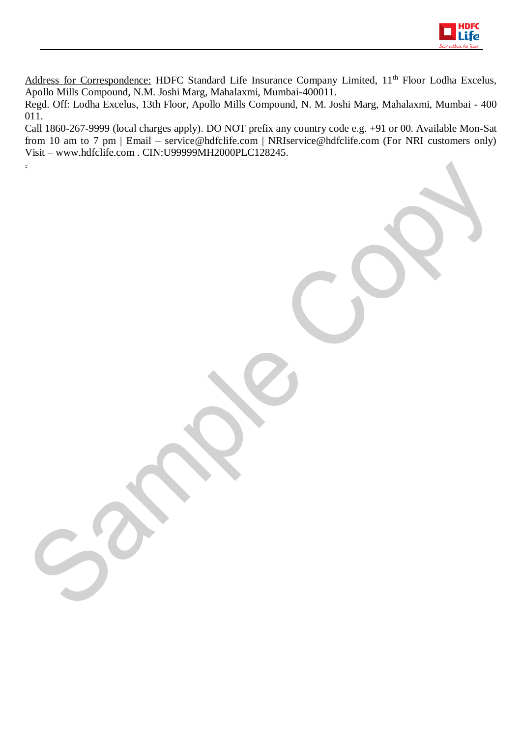<u>Address for Correspondence:</u> HDFC Standard Life Insurance Company Limited, 11th Floor Lodha Excelus, Apollo Mills Compound, N.M. Joshi Marg, Mahalaxmi, Mumbai-400011.
Regd. Off: Lodha Excelus, 13th Floor, Apollo Mills Compound, N. M. Joshi Marg, Mahalaxmi, Mumbai - 400 011.
Call 1860-267-9999 (local charges apply). DO NOT prefix any country code e.g. +91 or 00. Available Mon-Sat from 10 am to 7 pm | Email – service@hdfclife.com | NRIservice@hdfclife.com (For NRI customers only) Visit – www.hdfclife.com . CIN:U99999MH2000PLC128245.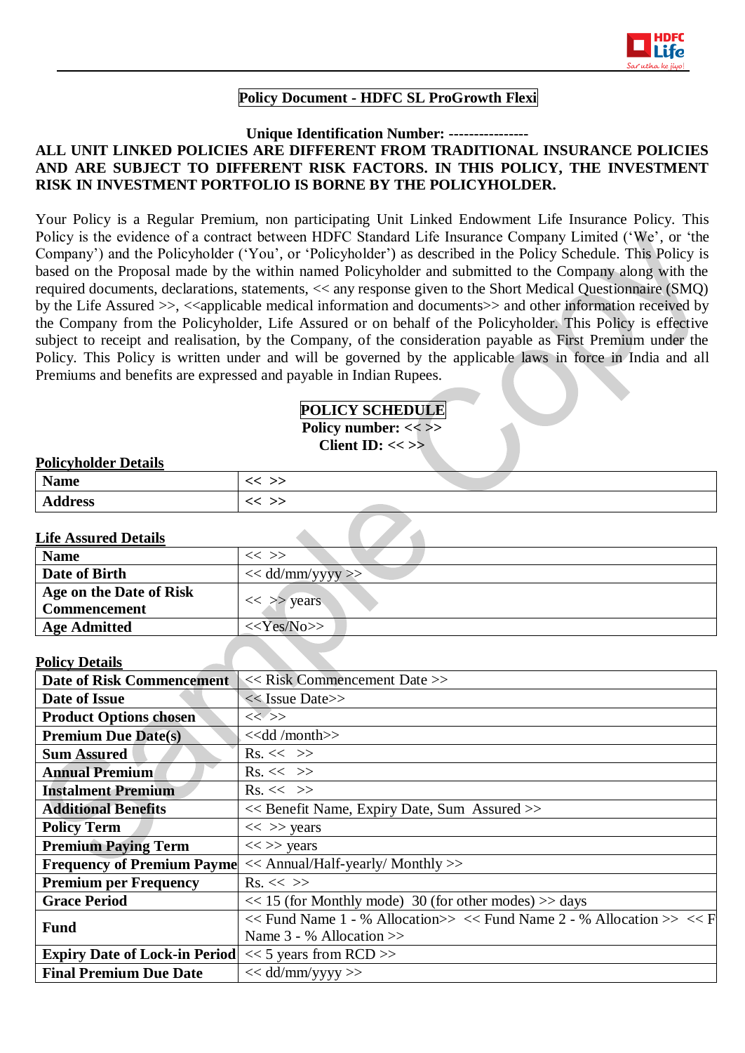**Policy Document - HDFC SL ProGrowth Flexi**

**Unique Identification Number: ----------------**

**ALL UNIT LINKED POLICIES ARE DIFFERENT FROM TRADITIONAL INSURANCE POLICIES AND ARE SUBJECT TO DIFFERENT RISK FACTORS. IN THIS POLICY, THE INVESTMENT RISK IN INVESTMENT PORTFOLIO IS BORNE BY THE POLICYHOLDER.**

Your Policy is a Regular Premium, non participating Unit Linked Endowment Life Insurance Policy. This Policy is the evidence of a contract between HDFC Standard Life Insurance Company Limited ('We', or 'the Company') and the Policyholder ('You', or 'Policyholder') as described in the Policy Schedule. This Policy is based on the Proposal made by the within named Policyholder and submitted to the Company along with the required documents, declarations, statements, << any response given to the Short Medical Questionnaire (SMQ) by the Life Assured >>, <<applicable medical information and documents>> and other information received by the Company from the Policyholder, Life Assured or on behalf of the Policyholder. This Policy is effective subject to receipt and realisation, by the Company, of the consideration payable as First Premium under the Policy. This Policy is written under and will be governed by the applicable laws in force in India and all Premiums and benefits are expressed and payable in Indian Rupees.

**POLICY SCHEDULE**

**Policy number: << >>**

**Client ID: << >>**

**Policyholder Details**

| | |
|---|---|
| **Name** | << >> |
| **Address** | << >> |

**Life Assured Details**

| | |
|---|---|
| **Name** | << >> |
| **Date of Birth** | << dd/mm/yyyy >> |
| **Age on the Date of Risk Commencement** | << >> years |
| **Age Admitted** | <<Yes/No>> |

**Policy Details**

| | |
|---|---|
| **Date of Risk Commencement** | << Risk Commencement Date >> |
| **Date of Issue** | << Issue Date>> |
| **Product Options chosen** | << >> |
| **Premium Due Date(s)** | <<dd /month>> |
| **Sum Assured** | Rs. << >> |
| **Annual Premium** | Rs. << >> |
| **Instalment Premium** | Rs. << >> |
| **Additional Benefits** | << Benefit Name, Expiry Date, Sum Assured >> |
| **Policy Term** | << >> years |
| **Premium Paying Term** | << >> years |
| **Frequency of Premium Payme** | << Annual/Half-yearly/ Monthly >> |
| **Premium per Frequency** | Rs. << >> |
| **Grace Period** | << 15 (for Monthly mode) 30 (for other modes) >> days |
| **Fund** | << Fund Name 1 - % Allocation>> << Fund Name 2 - % Allocation >> << F Name 3 - % Allocation >> |
| **Expiry Date of Lock-in Period** | << 5 years from RCD >> |
| **Final Premium Due Date** | << dd/mm/yyyy >> |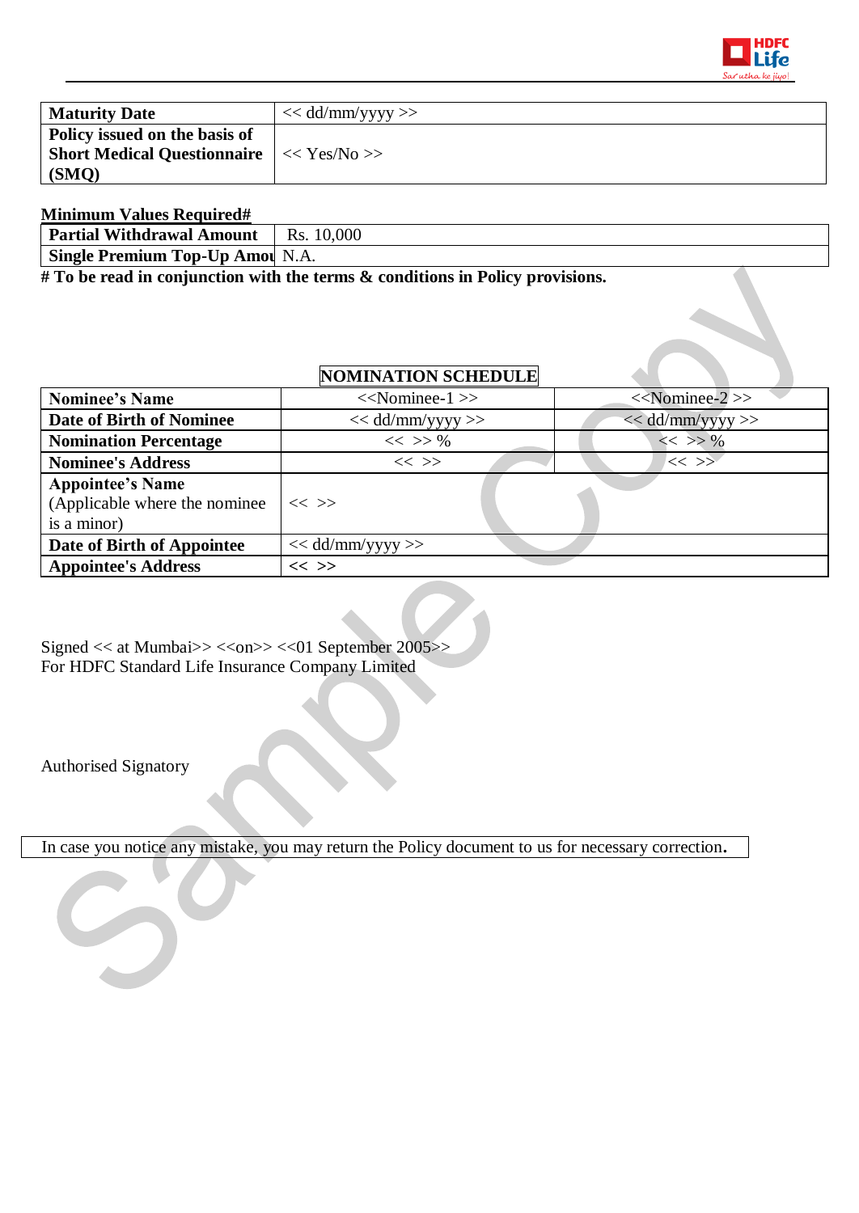| **Maturity Date** | << dd/mm/yyyy >> |
|---|---|
| **Policy issued on the basis of Short Medical Questionnaire (SMQ)** | << Yes/No >> |

**Minimum Values Required#**

| **Partial Withdrawal Amount** | Rs. 10,000 |
|---|---|
| **Single Premium Top-Up Amou** | N.A. |

**# To be read in conjunction with the terms & conditions in Policy provisions.**

**NOMINATION SCHEDULE**

| **Nominee's Name** | <<Nominee-1 >> | <<Nominee-2 >> |
|---|---|---|
| **Date of Birth of Nominee** | << dd/mm/yyyy >> | << dd/mm/yyyy >> |
| **Nomination Percentage** | << >> % | << >> % |
| **Nominee's Address** | << >> | << >> |
| **Appointee's Name** (Applicable where the nominee is a minor) | << >> | |
| **Date of Birth of Appointee** | << dd/mm/yyyy >> | |
| **Appointee's Address** | **<< >>** | |

Signed << at Mumbai>> <<on>> <<01 September 2005>>
For HDFC Standard Life Insurance Company Limited

Authorised Signatory

In case you notice any mistake, you may return the Policy document to us for necessary correction**.**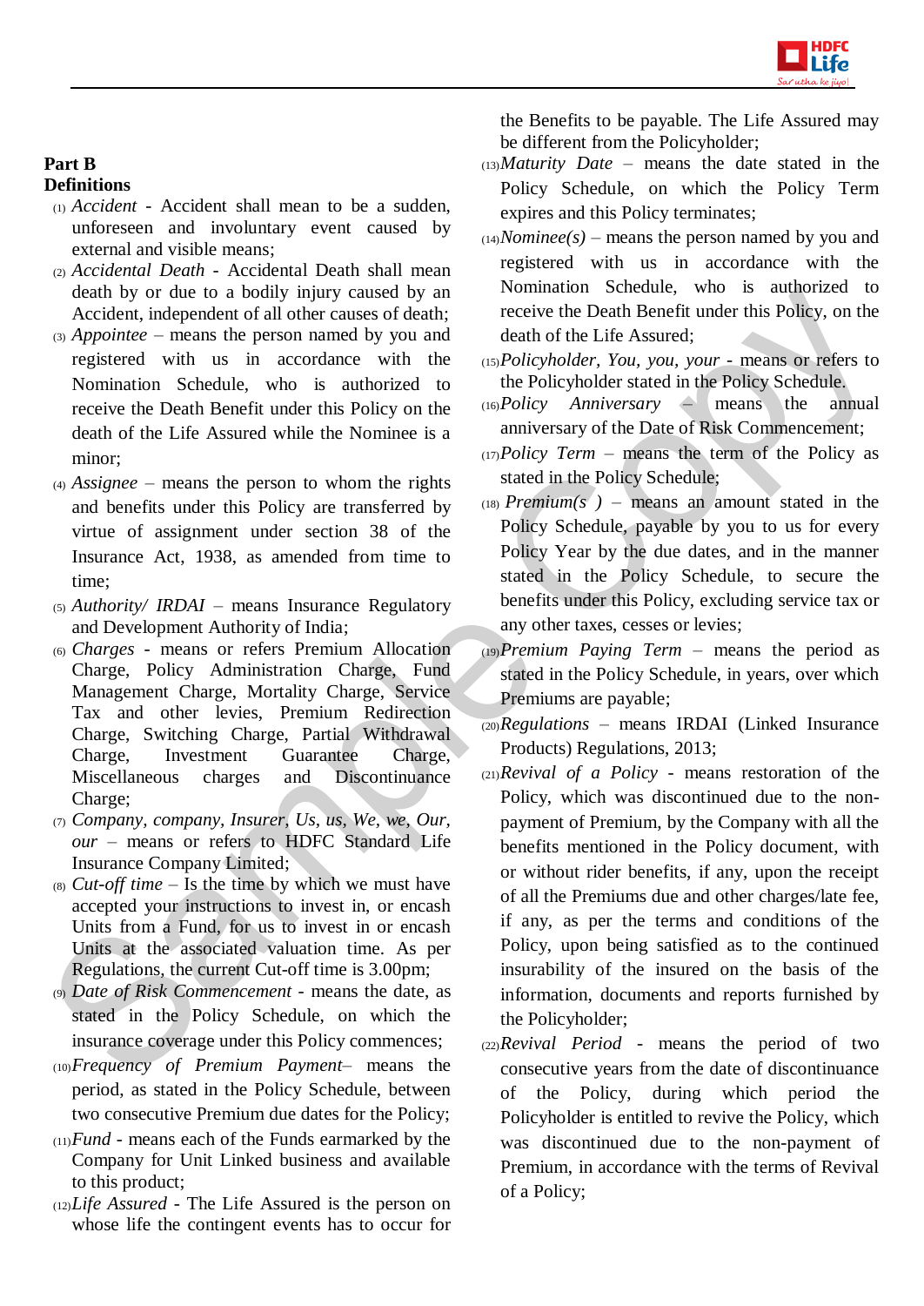**Part B**

**Definitions**

1. *Accident* - Accident shall mean to be a sudden, unforeseen and involuntary event caused by external and visible means;
2. *Accidental Death* - Accidental Death shall mean death by or due to a bodily injury caused by an Accident, independent of all other causes of death;
3. *Appointee* – means the person named by you and registered with us in accordance with the Nomination Schedule, who is authorized to receive the Death Benefit under this Policy on the death of the Life Assured while the Nominee is a minor;
4. *Assignee* – means the person to whom the rights and benefits under this Policy are transferred by virtue of assignment under section 38 of the Insurance Act, 1938, as amended from time to time;
5. *Authority/ IRDAI* – means Insurance Regulatory and Development Authority of India;
6. *Charges* - means or refers Premium Allocation Charge, Policy Administration Charge, Fund Management Charge, Mortality Charge, Service Tax and other levies, Premium Redirection Charge, Switching Charge, Partial Withdrawal Charge, Investment Guarantee Charge, Miscellaneous charges and Discontinuance Charge;
7. *Company, company, Insurer, Us, us, We, we, Our, our* – means or refers to HDFC Standard Life Insurance Company Limited;
8. *Cut-off time* – Is the time by which we must have accepted your instructions to invest in, or encash Units from a Fund, for us to invest in or encash Units at the associated valuation time. As per Regulations, the current Cut-off time is 3.00pm;
9. *Date of Risk Commencement* - means the date, as stated in the Policy Schedule, on which the insurance coverage under this Policy commences;
10. *Frequency of Premium Payment*– means the period, as stated in the Policy Schedule, between two consecutive Premium due dates for the Policy;
11. *Fund* - means each of the Funds earmarked by the Company for Unit Linked business and available to this product;
12. *Life Assured* - The Life Assured is the person on whose life the contingent events has to occur for the Benefits to be payable. The Life Assured may be different from the Policyholder;
13. *Maturity Date* – means the date stated in the Policy Schedule, on which the Policy Term expires and this Policy terminates;
14. *Nominee(s)* – means the person named by you and registered with us in accordance with the Nomination Schedule, who is authorized to receive the Death Benefit under this Policy, on the death of the Life Assured;
15. *Policyholder, You, you, your* - means or refers to the Policyholder stated in the Policy Schedule.
16. *Policy Anniversary* – means the annual anniversary of the Date of Risk Commencement;
17. *Policy Term* – means the term of the Policy as stated in the Policy Schedule;
18. *Premium(s )* – means an amount stated in the Policy Schedule, payable by you to us for every Policy Year by the due dates, and in the manner stated in the Policy Schedule, to secure the benefits under this Policy, excluding service tax or any other taxes, cesses or levies;
19. *Premium Paying Term* – means the period as stated in the Policy Schedule, in years, over which Premiums are payable;
20. *Regulations* – means IRDAI (Linked Insurance Products) Regulations, 2013;
21. *Revival of a Policy* - means restoration of the Policy, which was discontinued due to the non-payment of Premium, by the Company with all the benefits mentioned in the Policy document, with or without rider benefits, if any, upon the receipt of all the Premiums due and other charges/late fee, if any, as per the terms and conditions of the Policy, upon being satisfied as to the continued insurability of the insured on the basis of the information, documents and reports furnished by the Policyholder;
22. *Revival Period* - means the period of two consecutive years from the date of discontinuance of the Policy, during which period the Policyholder is entitled to revive the Policy, which was discontinued due to the non-payment of Premium, in accordance with the terms of Revival of a Policy;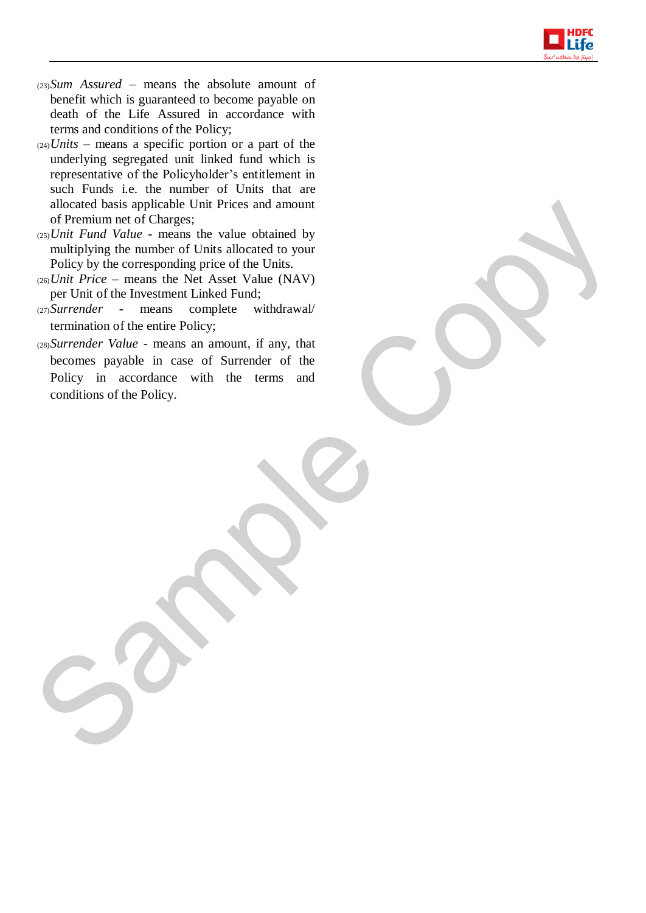(23) *Sum Assured* – means the absolute amount of benefit which is guaranteed to become payable on death of the Life Assured in accordance with terms and conditions of the Policy;

(24) *Units* – means a specific portion or a part of the underlying segregated unit linked fund which is representative of the Policyholder's entitlement in such Funds i.e. the number of Units that are allocated basis applicable Unit Prices and amount of Premium net of Charges;

(25) *Unit Fund Value* - means the value obtained by multiplying the number of Units allocated to your Policy by the corresponding price of the Units.

(26) *Unit Price* – means the Net Asset Value (NAV) per Unit of the Investment Linked Fund;

(27) *Surrender* - means complete withdrawal/ termination of the entire Policy;

(28) *Surrender Value* - means an amount, if any, that becomes payable in case of Surrender of the Policy in accordance with the terms and conditions of the Policy.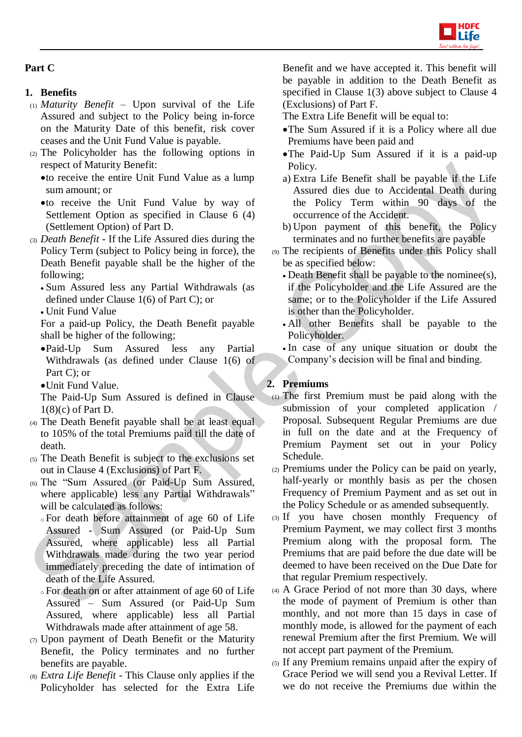## Part C

### 1. Benefits

(1) *Maturity Benefit* – Upon survival of the Life Assured and subject to the Policy being in-force on the Maturity Date of this benefit, risk cover ceases and the Unit Fund Value is payable.

(2) The Policyholder has the following options in respect of Maturity Benefit:

- to receive the entire Unit Fund Value as a lump sum amount; or
- to receive the Unit Fund Value by way of Settlement Option as specified in Clause 6 (4) (Settlement Option) of Part D.

(3) *Death Benefit* - If the Life Assured dies during the Policy Term (subject to Policy being in force), the Death Benefit payable shall be the higher of the following;

- Sum Assured less any Partial Withdrawals (as defined under Clause 1(6) of Part C); or
- Unit Fund Value

For a paid-up Policy, the Death Benefit payable shall be higher of the following;

- Paid-Up Sum Assured less any Partial Withdrawals (as defined under Clause 1(6) of Part C); or
- Unit Fund Value.

The Paid-Up Sum Assured is defined in Clause 1(8)(c) of Part D.

(4) The Death Benefit payable shall be at least equal to 105% of the total Premiums paid till the date of death.

(5) The Death Benefit is subject to the exclusions set out in Clause 4 (Exclusions) of Part F.

(6) The "Sum Assured (or Paid-Up Sum Assured, where applicable) less any Partial Withdrawals" will be calculated as follows:

- For death before attainment of age 60 of Life Assured - Sum Assured (or Paid-Up Sum Assured, where applicable) less all Partial Withdrawals made during the two year period immediately preceding the date of intimation of death of the Life Assured.
- For death on or after attainment of age 60 of Life Assured – Sum Assured (or Paid-Up Sum Assured, where applicable) less all Partial Withdrawals made after attainment of age 58.

(7) Upon payment of Death Benefit or the Maturity Benefit, the Policy terminates and no further benefits are payable.

(8) *Extra Life Benefit* - This Clause only applies if the Policyholder has selected for the Extra Life Benefit and we have accepted it. This benefit will be payable in addition to the Death Benefit as specified in Clause 1(3) above subject to Clause 4 (Exclusions) of Part F.

The Extra Life Benefit will be equal to:

- The Sum Assured if it is a Policy where all due Premiums have been paid and
- The Paid-Up Sum Assured if it is a paid-up Policy.

a) Extra Life Benefit shall be payable if the Life Assured dies due to Accidental Death during the Policy Term within 90 days of the occurrence of the Accident.

b) Upon payment of this benefit, the Policy terminates and no further benefits are payable

(9) The recipients of Benefits under this Policy shall be as specified below:

- Death Benefit shall be payable to the nominee(s), if the Policyholder and the Life Assured are the same; or to the Policyholder if the Life Assured is other than the Policyholder.
- All other Benefits shall be payable to the Policyholder.
- In case of any unique situation or doubt the Company's decision will be final and binding.

### 2. Premiums

(1) The first Premium must be paid along with the submission of your completed application / Proposal. Subsequent Regular Premiums are due in full on the date and at the Frequency of Premium Payment set out in your Policy Schedule.

(2) Premiums under the Policy can be paid on yearly, half-yearly or monthly basis as per the chosen Frequency of Premium Payment and as set out in the Policy Schedule or as amended subsequently.

(3) If you have chosen monthly Frequency of Premium Payment, we may collect first 3 months Premium along with the proposal form. The Premiums that are paid before the due date will be deemed to have been received on the Due Date for that regular Premium respectively.

(4) A Grace Period of not more than 30 days, where the mode of payment of Premium is other than monthly, and not more than 15 days in case of monthly mode, is allowed for the payment of each renewal Premium after the first Premium. We will not accept part payment of the Premium.

(5) If any Premium remains unpaid after the expiry of Grace Period we will send you a Revival Letter. If we do not receive the Premiums due within the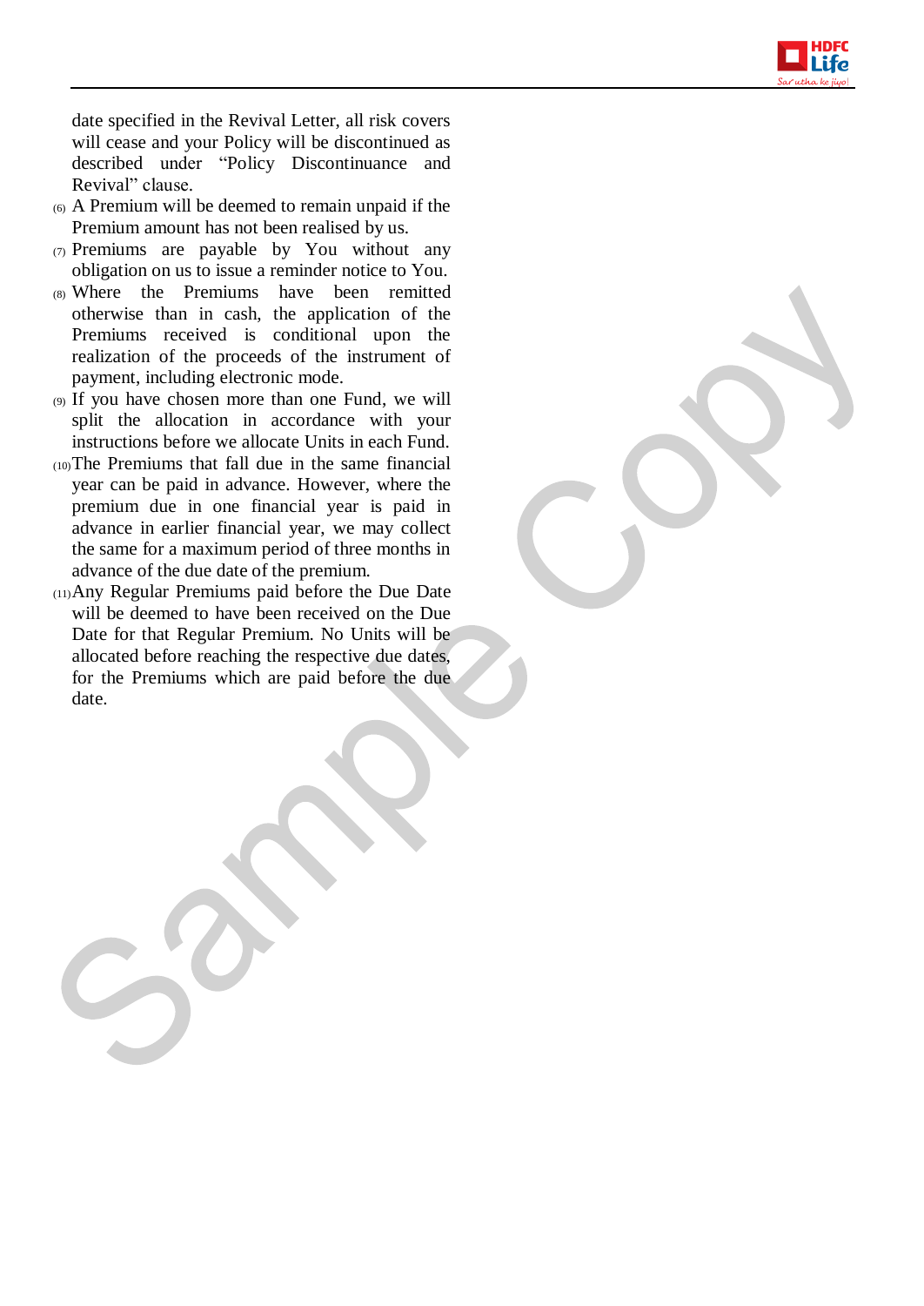date specified in the Revival Letter, all risk covers will cease and your Policy will be discontinued as described under "Policy Discontinuance and Revival" clause.

(6) A Premium will be deemed to remain unpaid if the Premium amount has not been realised by us.

(7) Premiums are payable by You without any obligation on us to issue a reminder notice to You.

(8) Where the Premiums have been remitted otherwise than in cash, the application of the Premiums received is conditional upon the realization of the proceeds of the instrument of payment, including electronic mode.

(9) If you have chosen more than one Fund, we will split the allocation in accordance with your instructions before we allocate Units in each Fund.

(10) The Premiums that fall due in the same financial year can be paid in advance. However, where the premium due in one financial year is paid in advance in earlier financial year, we may collect the same for a maximum period of three months in advance of the due date of the premium.

(11) Any Regular Premiums paid before the Due Date will be deemed to have been received on the Due Date for that Regular Premium. No Units will be allocated before reaching the respective due dates, for the Premiums which are paid before the due date.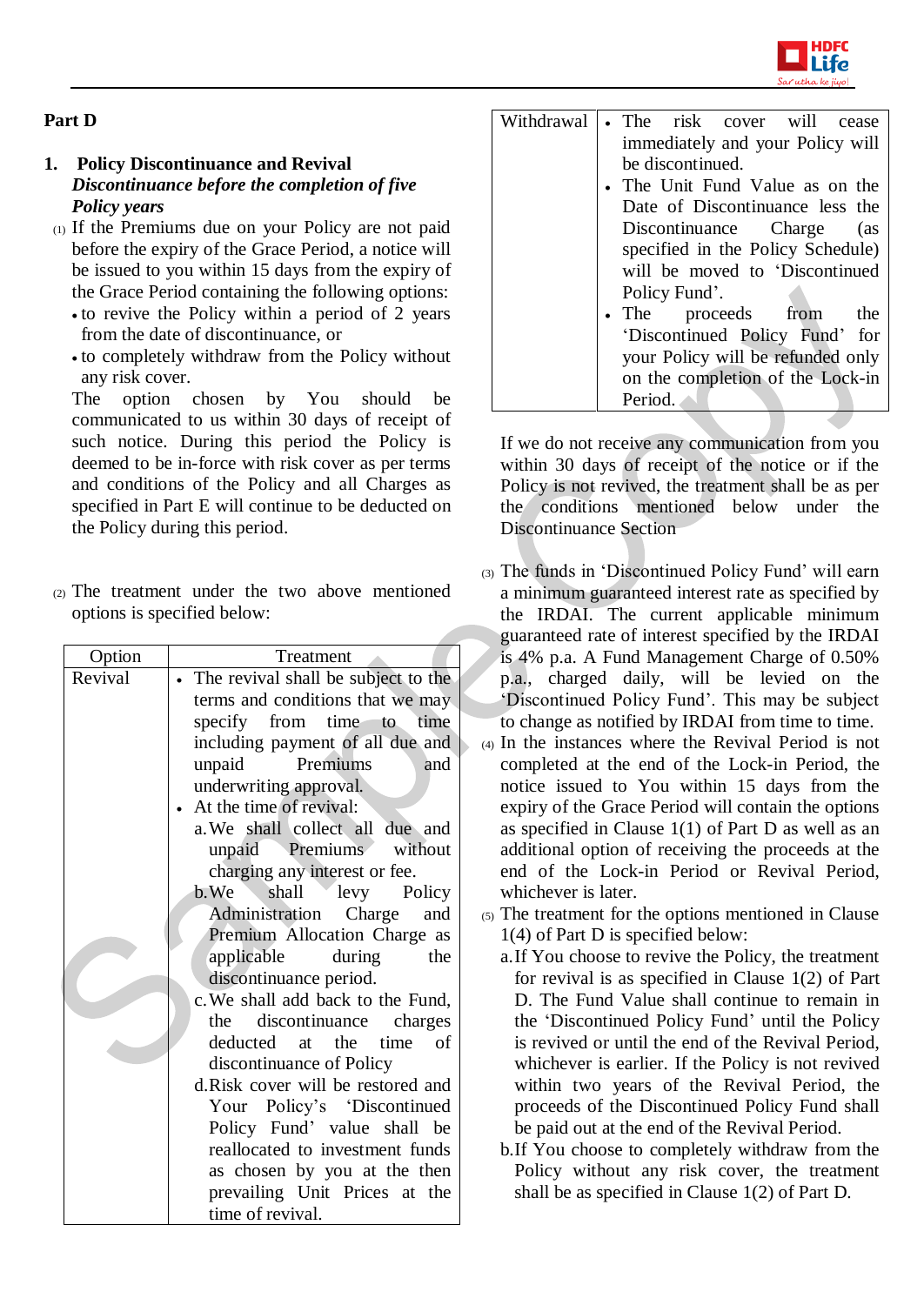## Part D

### 1. Policy Discontinuance and Revival

***Discontinuance before the completion of five Policy years***

(1) If the Premiums due on your Policy are not paid before the expiry of the Grace Period, a notice will be issued to you within 15 days from the expiry of the Grace Period containing the following options:

- to revive the Policy within a period of 2 years from the date of discontinuance, or
- to completely withdraw from the Policy without any risk cover.

The option chosen by You should be communicated to us within 30 days of receipt of such notice. During this period the Policy is deemed to be in-force with risk cover as per terms and conditions of the Policy and all Charges as specified in Part E will continue to be deducted on the Policy during this period.

(2) The treatment under the two above mentioned options is specified below:

| Option | Treatment |
|---|---|
| Revival | • The revival shall be subject to the terms and conditions that we may specify from time to time including payment of all due and unpaid Premiums and underwriting approval.<br>• At the time of revival:<br>a. We shall collect all due and unpaid Premiums without charging any interest or fee.<br>b. We shall levy Policy Administration Charge and Premium Allocation Charge as applicable during the discontinuance period.<br>c. We shall add back to the Fund, the discontinuance charges deducted at the time of discontinuance of Policy<br>d. Risk cover will be restored and Your Policy's 'Discontinued Policy Fund' value shall be reallocated to investment funds as chosen by you at the then prevailing Unit Prices at the time of revival. |
| Withdrawal | • The risk cover will cease immediately and your Policy will be discontinued.<br>• The Unit Fund Value as on the Date of Discontinuance less the Discontinuance Charge (as specified in the Policy Schedule) will be moved to 'Discontinued Policy Fund'.<br>• The proceeds from the 'Discontinued Policy Fund' for your Policy will be refunded only on the completion of the Lock-in Period. |

If we do not receive any communication from you within 30 days of receipt of the notice or if the Policy is not revived, the treatment shall be as per the conditions mentioned below under the Discontinuance Section

(3) The funds in 'Discontinued Policy Fund' will earn a minimum guaranteed interest rate as specified by the IRDAI. The current applicable minimum guaranteed rate of interest specified by the IRDAI is 4% p.a. A Fund Management Charge of 0.50% p.a., charged daily, will be levied on the 'Discontinued Policy Fund'. This may be subject to change as notified by IRDAI from time to time.

(4) In the instances where the Revival Period is not completed at the end of the Lock-in Period, the notice issued to You within 15 days from the expiry of the Grace Period will contain the options as specified in Clause 1(1) of Part D as well as an additional option of receiving the proceeds at the end of the Lock-in Period or Revival Period, whichever is later.

(5) The treatment for the options mentioned in Clause 1(4) of Part D is specified below:

a. If You choose to revive the Policy, the treatment for revival is as specified in Clause 1(2) of Part D. The Fund Value shall continue to remain in the 'Discontinued Policy Fund' until the Policy is revived or until the end of the Revival Period, whichever is earlier. If the Policy is not revived within two years of the Revival Period, the proceeds of the Discontinued Policy Fund shall be paid out at the end of the Revival Period.

b. If You choose to completely withdraw from the Policy without any risk cover, the treatment shall be as specified in Clause 1(2) of Part D.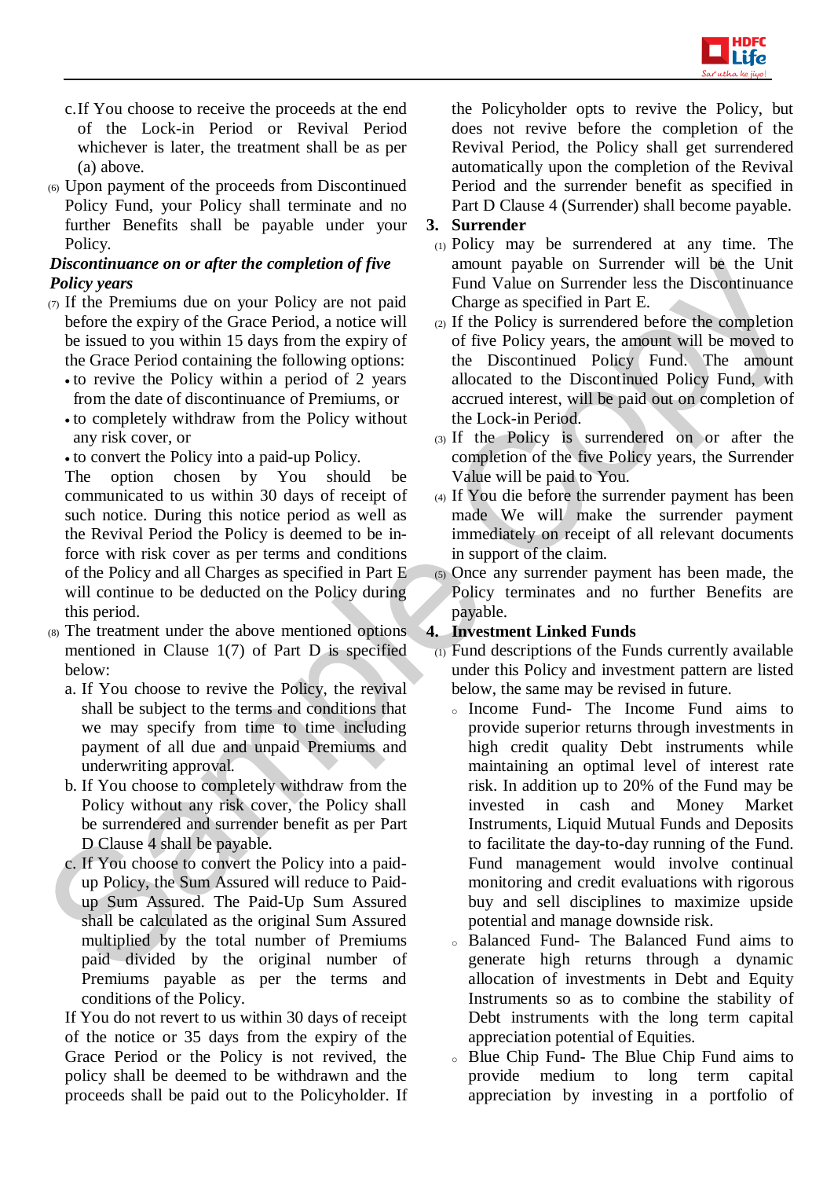c. If You choose to receive the proceeds at the end of the Lock-in Period or Revival Period whichever is later, the treatment shall be as per (a) above.

(6) Upon payment of the proceeds from Discontinued Policy Fund, your Policy shall terminate and no further Benefits shall be payable under your Policy.

***Discontinuance on or after the completion of five Policy years***

(7) If the Premiums due on your Policy are not paid before the expiry of the Grace Period, a notice will be issued to you within 15 days from the expiry of the Grace Period containing the following options:

- to revive the Policy within a period of 2 years from the date of discontinuance of Premiums, or
- to completely withdraw from the Policy without any risk cover, or
- to convert the Policy into a paid-up Policy.

The option chosen by You should be communicated to us within 30 days of receipt of such notice. During this notice period as well as the Revival Period the Policy is deemed to be in-force with risk cover as per terms and conditions of the Policy and all Charges as specified in Part E will continue to be deducted on the Policy during this period.

(8) The treatment under the above mentioned options mentioned in Clause 1(7) of Part D is specified below:

a. If You choose to revive the Policy, the revival shall be subject to the terms and conditions that we may specify from time to time including payment of all due and unpaid Premiums and underwriting approval.

b. If You choose to completely withdraw from the Policy without any risk cover, the Policy shall be surrendered and surrender benefit as per Part D Clause 4 shall be payable.

c. If You choose to convert the Policy into a paid-up Policy, the Sum Assured will reduce to Paid-up Sum Assured. The Paid-Up Sum Assured shall be calculated as the original Sum Assured multiplied by the total number of Premiums paid divided by the original number of Premiums payable as per the terms and conditions of the Policy.

If You do not revert to us within 30 days of receipt of the notice or 35 days from the expiry of the Grace Period or the Policy is not revived, the policy shall be deemed to be withdrawn and the proceeds shall be paid out to the Policyholder. If the Policyholder opts to revive the Policy, but does not revive before the completion of the Revival Period, the Policy shall get surrendered automatically upon the completion of the Revival Period and the surrender benefit as specified in Part D Clause 4 (Surrender) shall become payable.

**3. Surrender**

(1) Policy may be surrendered at any time. The amount payable on Surrender will be the Unit Fund Value on Surrender less the Discontinuance Charge as specified in Part E.

(2) If the Policy is surrendered before the completion of five Policy years, the amount will be moved to the Discontinued Policy Fund. The amount allocated to the Discontinued Policy Fund, with accrued interest, will be paid out on completion of the Lock-in Period.

(3) If the Policy is surrendered on or after the completion of the five Policy years, the Surrender Value will be paid to You.

(4) If You die before the surrender payment has been made, We will make the surrender payment immediately on receipt of all relevant documents in support of the claim.

(5) Once any surrender payment has been made, the Policy terminates and no further Benefits are payable.

**4. Investment Linked Funds**

(1) Fund descriptions of the Funds currently available under this Policy and investment pattern are listed below, the same may be revised in future.

- Income Fund- The Income Fund aims to provide superior returns through investments in high credit quality Debt instruments while maintaining an optimal level of interest rate risk. In addition up to 20% of the Fund may be invested in cash and Money Market Instruments, Liquid Mutual Funds and Deposits to facilitate the day-to-day running of the Fund. Fund management would involve continual monitoring and credit evaluations with rigorous buy and sell disciplines to maximize upside potential and manage downside risk.
- Balanced Fund- The Balanced Fund aims to generate high returns through a dynamic allocation of investments in Debt and Equity Instruments so as to combine the stability of Debt instruments with the long term capital appreciation potential of Equities.
- Blue Chip Fund- The Blue Chip Fund aims to provide medium to long term capital appreciation by investing in a portfolio of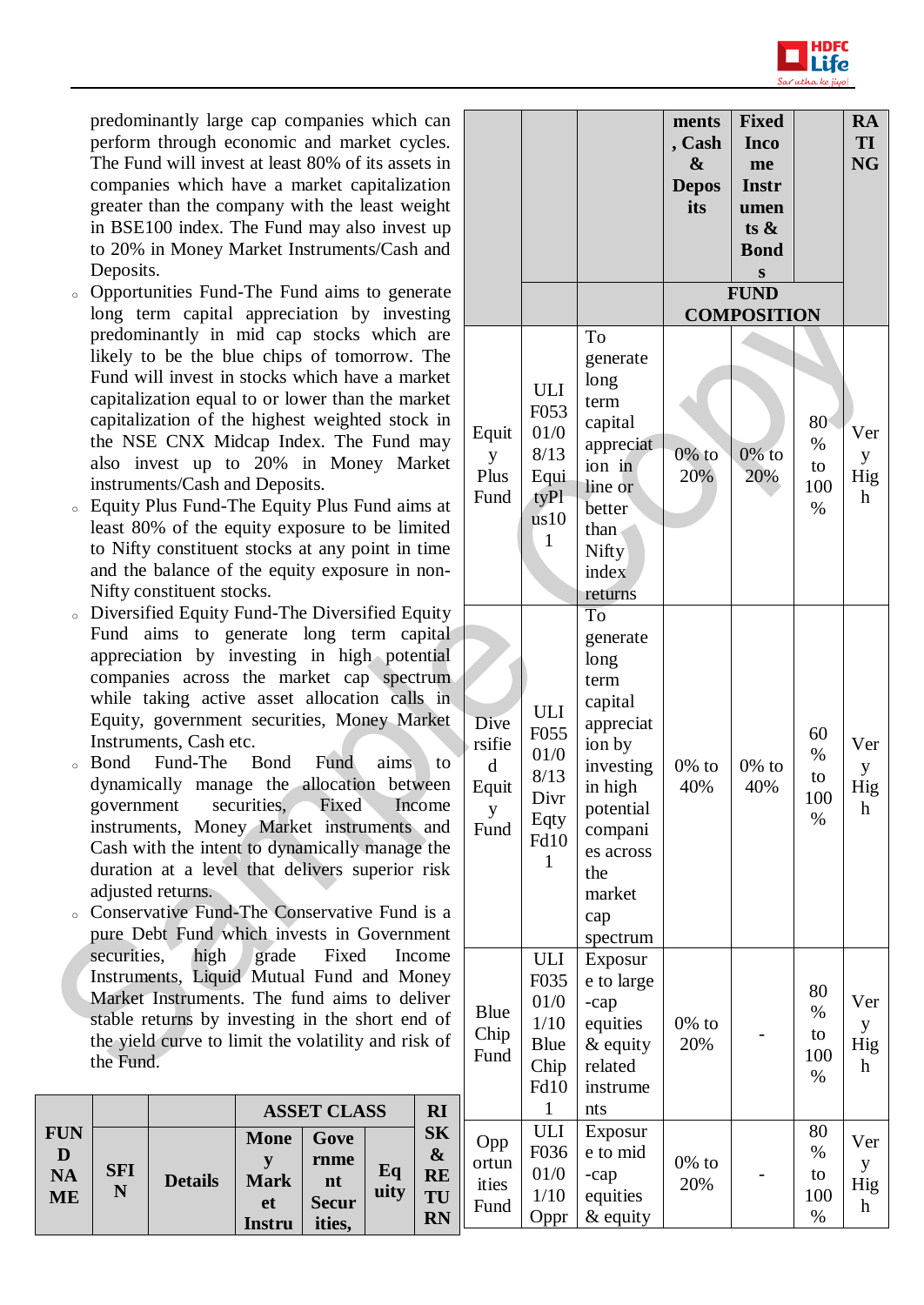predominantly large cap companies which can perform through economic and market cycles. The Fund will invest at least 80% of its assets in companies which have a market capitalization greater than the company with the least weight in BSE100 index. The Fund may also invest up to 20% in Money Market Instruments/Cash and Deposits.

- Opportunities Fund-The Fund aims to generate long term capital appreciation by investing predominantly in mid cap stocks which are likely to be the blue chips of tomorrow. The Fund will invest in stocks which have a market capitalization equal to or lower than the market capitalization of the highest weighted stock in the NSE CNX Midcap Index. The Fund may also invest up to 20% in Money Market instruments/Cash and Deposits.
- Equity Plus Fund-The Equity Plus Fund aims at least 80% of the equity exposure to be limited to Nifty constituent stocks at any point in time and the balance of the equity exposure in non-Nifty constituent stocks.
- Diversified Equity Fund-The Diversified Equity Fund aims to generate long term capital appreciation by investing in high potential companies across the market cap spectrum while taking active asset allocation calls in Equity, government securities, Money Market Instruments, Cash etc.
- Bond Fund-The Bond Fund aims to dynamically manage the allocation between government securities, Fixed Income instruments, Money Market instruments and Cash with the intent to dynamically manage the duration at a level that delivers superior risk adjusted returns.
- Conservative Fund-The Conservative Fund is a pure Debt Fund which invests in Government securities, high grade Fixed Income Instruments, Liquid Mutual Fund and Money Market Instruments. The fund aims to deliver stable returns by investing in the short end of the yield curve to limit the volatility and risk of the Fund.

| FUND NAME | SFIN | Details | ASSET CLASS | | | RISK & RETURN RATING |
|---|---|---|---|---|---|---|
| | | | Money Market Instruments, Cash & Deposits | Government Securities, Fixed Income Instruments & Bonds | Equity | |
| | | | FUND COMPOSITION | | | |
| Equity Plus Fund | ULIF05301/08/13EquityPlus101 | To generate long term capital appreciation in line or better than Nifty index returns | 0% to 20% | 0% to 20% | 80% to 100% | Very High |
| Diversified Equity Fund | ULIF05501/08/13DivrEqtyFd101 | To generate long term capital appreciation by investing in high potential companies across the market cap spectrum | 0% to 40% | 0% to 40% | 60% to 100% | Very High |
| Blue Chip Fund | ULIF03501/01/10BlueChipFd101 | Exposure to large-cap equities & equity related instruments | 0% to 20% | - | 80% to 100% | Very High |
| Opportunities Fund | ULIF03601/01/10Oppr | Exposure to mid-cap equities & equity | 0% to 20% | - | 80% to 100% | Very High |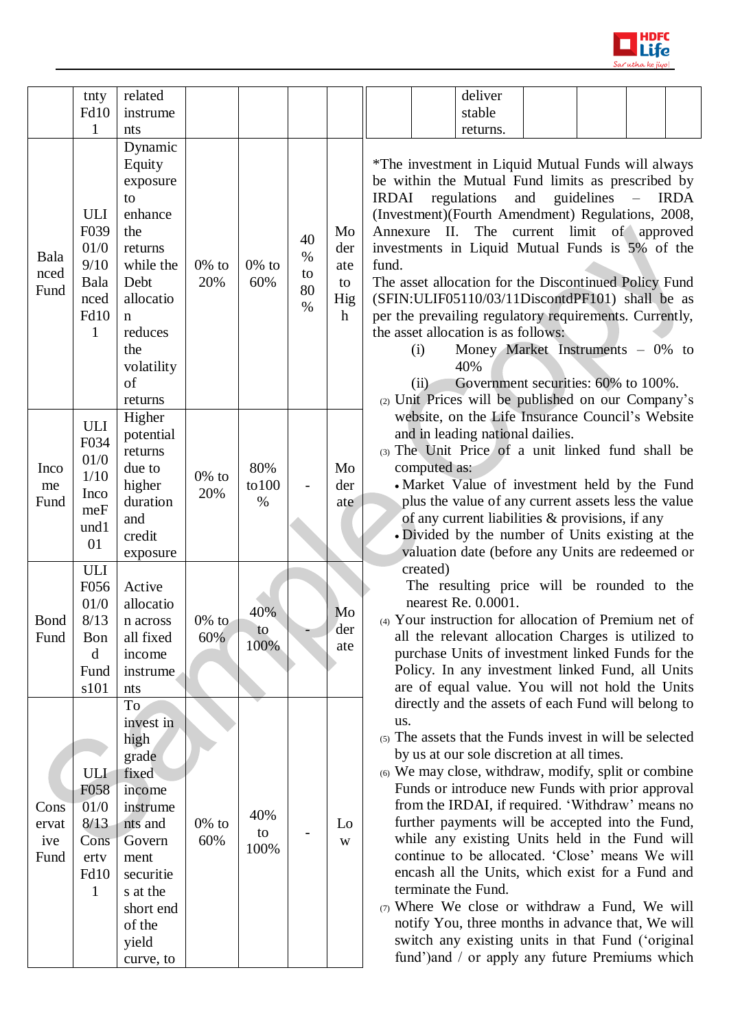| | tnty Fd101 | related instruments | | | | |
|---|---|---|---|---|---|---|
| Balanced Fund | ULIF039 01/09/10 BalancedFd101 | Dynamic Equity exposure to enhance the returns while the Debt allocation reduces the volatility of returns | 0% to 20% | 0% to 60% | 40% to 80% | Moderate to High |
| Income Fund | ULIF034 01/01/10 IncomeFund101 | Higher potential returns due to higher duration and credit exposure | 0% to 20% | 80% to100% | - | Moderate |
| Bond Fund | ULIF056 01/08/13 Bond Funds101 | Active allocation across all fixed income instruments | 0% to 60% | 40% to 100% | - | Moderate |
| Conservative Fund | ULIF058 01/08/13 ConservFd101 | To invest in high grade fixed income instruments and Government securities at the short end of the yield curve, to deliver stable returns. | 0% to 60% | 40% to 100% | - | Low |

*The investment in Liquid Mutual Funds will always be within the Mutual Fund limits as prescribed by IRDAI regulations and guidelines – IRDA (Investment)(Fourth Amendment) Regulations, 2008, Annexure II. The current limit of approved investments in Liquid Mutual Funds is 5% of the fund.

The asset allocation for the Discontinued Policy Fund (SFIN:ULIF05110/03/11DiscontdPF101) shall be as per the prevailing regulatory requirements. Currently, the asset allocation is as follows:

(i) Money Market Instruments – 0% to 40%

(ii) Government securities: 60% to 100%.

(2) Unit Prices will be published on our Company's website, on the Life Insurance Council's Website and in leading national dailies.

(3) The Unit Price of a unit linked fund shall be computed as:
- Market Value of investment held by the Fund plus the value of any current assets less the value of any current liabilities & provisions, if any
- Divided by the number of Units existing at the valuation date (before any Units are redeemed or created)

The resulting price will be rounded to the nearest Re. 0.0001.

(4) Your instruction for allocation of Premium net of all the relevant allocation Charges is utilized to purchase Units of investment linked Funds for the Policy. In any investment linked Fund, all Units are of equal value. You will not hold the Units directly and the assets of each Fund will belong to us.

(5) The assets that the Funds invest in will be selected by us at our sole discretion at all times.

(6) We may close, withdraw, modify, split or combine Funds or introduce new Funds with prior approval from the IRDAI, if required. 'Withdraw' means no further payments will be accepted into the Fund, while any existing Units held in the Fund will continue to be allocated. 'Close' means We will encash all the Units, which exist for a Fund and terminate the Fund.

(7) Where We close or withdraw a Fund, We will notify You, three months in advance that, We will switch any existing units in that Fund ('original fund')and / or apply any future Premiums which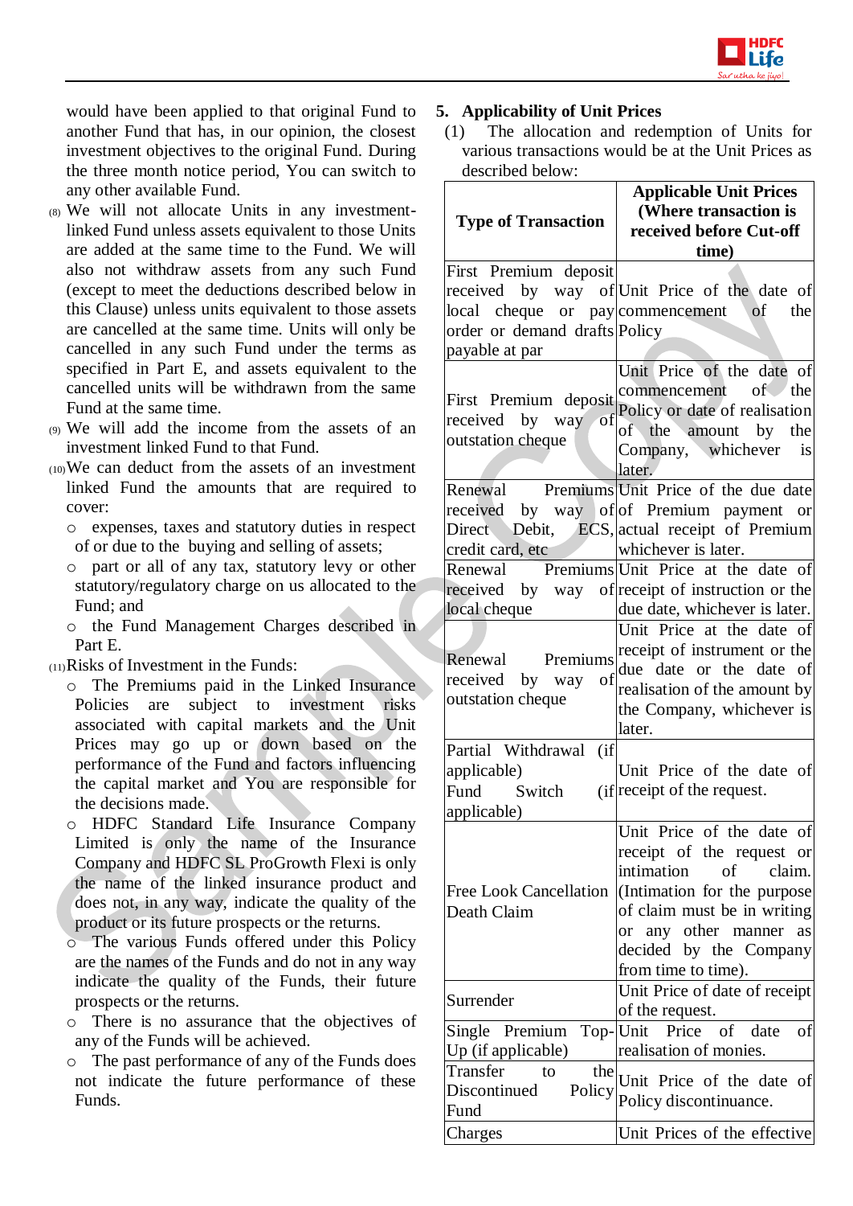would have been applied to that original Fund to another Fund that has, in our opinion, the closest investment objectives to the original Fund. During the three month notice period, You can switch to any other available Fund.

(8) We will not allocate Units in any investment-linked Fund unless assets equivalent to those Units are added at the same time to the Fund. We will also not withdraw assets from any such Fund (except to meet the deductions described below in this Clause) unless units equivalent to those assets are cancelled at the same time. Units will only be cancelled in any such Fund under the terms as specified in Part E, and assets equivalent to the cancelled units will be withdrawn from the same Fund at the same time.

(9) We will add the income from the assets of an investment linked Fund to that Fund.

(10) We can deduct from the assets of an investment linked Fund the amounts that are required to cover:

- expenses, taxes and statutory duties in respect of or due to the buying and selling of assets;
- part or all of any tax, statutory levy or other statutory/regulatory charge on us allocated to the Fund; and
- the Fund Management Charges described in Part E.

(11) Risks of Investment in the Funds:

- The Premiums paid in the Linked Insurance Policies are subject to investment risks associated with capital markets and the Unit Prices may go up or down based on the performance of the Fund and factors influencing the capital market and You are responsible for the decisions made.
- HDFC Standard Life Insurance Company Limited is only the name of the Insurance Company and HDFC SL ProGrowth Flexi is only the name of the linked insurance product and does not, in any way, indicate the quality of the product or its future prospects or the returns.
- The various Funds offered under this Policy are the names of the Funds and do not in any way indicate the quality of the Funds, their future prospects or the returns.
- There is no assurance that the objectives of any of the Funds will be achieved.
- The past performance of any of the Funds does not indicate the future performance of these Funds.

## 5. Applicability of Unit Prices

(1) The allocation and redemption of Units for various transactions would be at the Unit Prices as described below:

| Type of Transaction | Applicable Unit Prices (Where transaction is received before Cut-off time) |
|---|---|
| First Premium deposit received by way of local cheque or pay order or demand drafts payable at par | Unit Price of the date of commencement of the Policy |
| First Premium deposit received by way of outstation cheque | Unit Price of the date of commencement of the Policy or date of realisation of the amount by the Company, whichever is later. |
| Renewal Premiums received by way of Direct Debit, ECS, credit card, etc | Unit Price of the due date of Premium payment or actual receipt of Premium whichever is later. |
| Renewal Premiums received by way of local cheque | Unit Price at the date of receipt of instruction or the due date, whichever is later. |
| Renewal Premiums received by way of outstation cheque | Unit Price at the date of receipt of instrument or the due date or the date of realisation of the amount by the Company, whichever is later. |
| Partial Withdrawal (if applicable)<br>Fund Switch (if applicable) | Unit Price of the date of receipt of the request. |
| Free Look Cancellation<br>Death Claim | Unit Price of the date of receipt of the request or intimation of claim. (Intimation for the purpose of claim must be in writing or any other manner as decided by the Company from time to time). |
| Surrender | Unit Price of date of receipt of the request. |
| Single Premium Top-Up (if applicable) | Unit Price of date of realisation of monies. |
| Transfer to the Discontinued Policy Fund | Unit Price of the date of Policy discontinuance. |
| Charges | Unit Prices of the effective |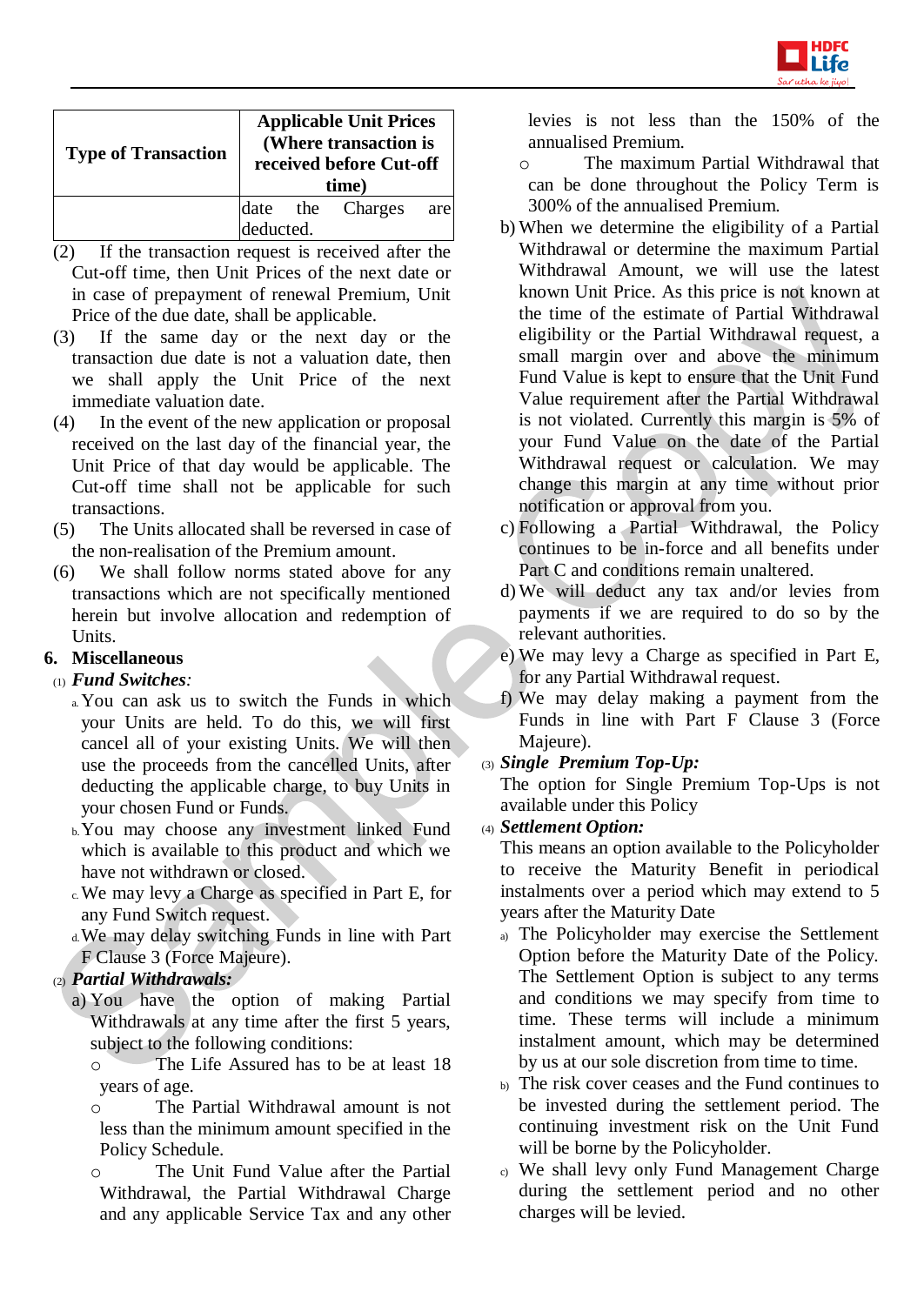| Type of Transaction | Applicable Unit Prices (Where transaction is received before Cut-off time) |
|---|---|
| | date the Charges are deducted. |

(2) If the transaction request is received after the Cut-off time, then Unit Prices of the next date or in case of prepayment of renewal Premium, Unit Price of the due date, shall be applicable.

(3) If the same day or the next day or the transaction due date is not a valuation date, then we shall apply the Unit Price of the next immediate valuation date.

(4) In the event of the new application or proposal received on the last day of the financial year, the Unit Price of that day would be applicable. The Cut-off time shall not be applicable for such transactions.

(5) The Units allocated shall be reversed in case of the non-realisation of the Premium amount.

(6) We shall follow norms stated above for any transactions which are not specifically mentioned herein but involve allocation and redemption of Units.

## 6. Miscellaneous

(1) ***Fund Switches:***

a. You can ask us to switch the Funds in which your Units are held. To do this, we will first cancel all of your existing Units. We will then use the proceeds from the cancelled Units, after deducting the applicable charge, to buy Units in your chosen Fund or Funds.

b. You may choose any investment linked Fund which is available to this product and which we have not withdrawn or closed.

c. We may levy a Charge as specified in Part E, for any Fund Switch request.

d. We may delay switching Funds in line with Part F Clause 3 (Force Majeure).

(2) ***Partial Withdrawals:***

a) You have the option of making Partial Withdrawals at any time after the first 5 years, subject to the following conditions:

- The Life Assured has to be at least 18 years of age.
- The Partial Withdrawal amount is not less than the minimum amount specified in the Policy Schedule.
- The Unit Fund Value after the Partial Withdrawal, the Partial Withdrawal Charge and any applicable Service Tax and any other levies is not less than the 150% of the annualised Premium.
- The maximum Partial Withdrawal that can be done throughout the Policy Term is 300% of the annualised Premium.

b) When we determine the eligibility of a Partial Withdrawal or determine the maximum Partial Withdrawal Amount, we will use the latest known Unit Price. As this price is not known at the time of the estimate of Partial Withdrawal eligibility or the Partial Withdrawal request, a small margin over and above the minimum Fund Value is kept to ensure that the Unit Fund Value requirement after the Partial Withdrawal is not violated. Currently this margin is 5% of your Fund Value on the date of the Partial Withdrawal request or calculation. We may change this margin at any time without prior notification or approval from you.

c) Following a Partial Withdrawal, the Policy continues to be in-force and all benefits under Part C and conditions remain unaltered.

d) We will deduct any tax and/or levies from payments if we are required to do so by the relevant authorities.

e) We may levy a Charge as specified in Part E, for any Partial Withdrawal request.

f) We may delay making a payment from the Funds in line with Part F Clause 3 (Force Majeure).

(3) ***Single Premium Top-Up:***

The option for Single Premium Top-Ups is not available under this Policy

(4) ***Settlement Option:***

This means an option available to the Policyholder to receive the Maturity Benefit in periodical instalments over a period which may extend to 5 years after the Maturity Date

a) The Policyholder may exercise the Settlement Option before the Maturity Date of the Policy. The Settlement Option is subject to any terms and conditions we may specify from time to time. These terms will include a minimum instalment amount, which may be determined by us at our sole discretion from time to time.

b) The risk cover ceases and the Fund continues to be invested during the settlement period. The continuing investment risk on the Unit Fund will be borne by the Policyholder.

c) We shall levy only Fund Management Charge during the settlement period and no other charges will be levied.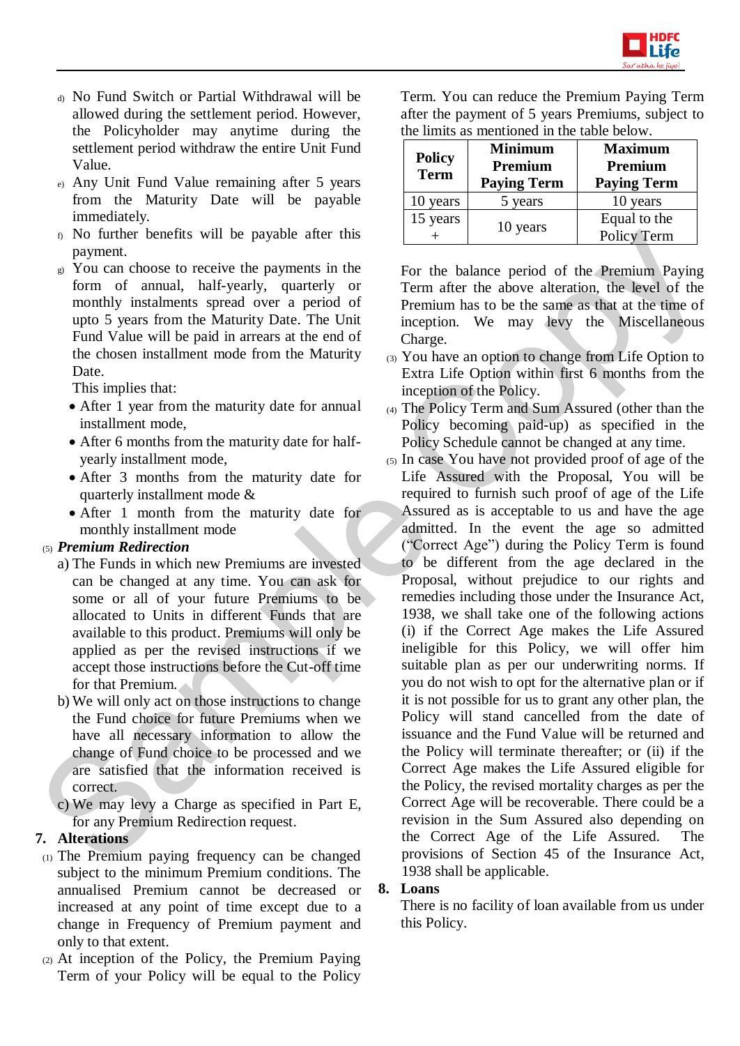d) No Fund Switch or Partial Withdrawal will be allowed during the settlement period. However, the Policyholder may anytime during the settlement period withdraw the entire Unit Fund Value.

e) Any Unit Fund Value remaining after 5 years from the Maturity Date will be payable immediately.

f) No further benefits will be payable after this payment.

g) You can choose to receive the payments in the form of annual, half-yearly, quarterly or monthly instalments spread over a period of upto 5 years from the Maturity Date. The Unit Fund Value will be paid in arrears at the end of the chosen installment mode from the Maturity Date.

This implies that:

- After 1 year from the maturity date for annual installment mode,
- After 6 months from the maturity date for half-yearly installment mode,
- After 3 months from the maturity date for quarterly installment mode &
- After 1 month from the maturity date for monthly installment mode

(5) ***Premium Redirection***

a) The Funds in which new Premiums are invested can be changed at any time. You can ask for some or all of your future Premiums to be allocated to Units in different Funds that are available to this product. Premiums will only be applied as per the revised instructions if we accept those instructions before the Cut-off time for that Premium.

b) We will only act on those instructions to change the Fund choice for future Premiums when we have all necessary information to allow the change of Fund choice to be processed and we are satisfied that the information received is correct.

c) We may levy a Charge as specified in Part E, for any Premium Redirection request.

## 7. Alterations

(1) The Premium paying frequency can be changed subject to the minimum Premium conditions. The annualised Premium cannot be decreased or increased at any point of time except due to a change in Frequency of Premium payment and only to that extent.

(2) At inception of the Policy, the Premium Paying Term of your Policy will be equal to the Policy Term. You can reduce the Premium Paying Term after the payment of 5 years Premiums, subject to the limits as mentioned in the table below.

| Policy Term | Minimum Premium Paying Term | Maximum Premium Paying Term |
|---|---|---|
| 10 years | 5 years | 10 years |
| 15 years + | 10 years | Equal to the Policy Term |

For the balance period of the Premium Paying Term after the above alteration, the level of the Premium has to be the same as that at the time of inception. We may levy the Miscellaneous Charge.

(3) You have an option to change from Life Option to Extra Life Option within first 6 months from the inception of the Policy.

(4) The Policy Term and Sum Assured (other than the Policy becoming paid-up) as specified in the Policy Schedule cannot be changed at any time.

(5) In case You have not provided proof of age of the Life Assured with the Proposal, You will be required to furnish such proof of age of the Life Assured as is acceptable to us and have the age admitted. In the event the age so admitted ("Correct Age") during the Policy Term is found to be different from the age declared in the Proposal, without prejudice to our rights and remedies including those under the Insurance Act, 1938, we shall take one of the following actions (i) if the Correct Age makes the Life Assured ineligible for this Policy, we will offer him suitable plan as per our underwriting norms. If you do not wish to opt for the alternative plan or if it is not possible for us to grant any other plan, the Policy will stand cancelled from the date of issuance and the Fund Value will be returned and the Policy will terminate thereafter; or (ii) if the Correct Age makes the Life Assured eligible for the Policy, the revised mortality charges as per the Correct Age will be recoverable. There could be a revision in the Sum Assured also depending on the Correct Age of the Life Assured. The provisions of Section 45 of the Insurance Act, 1938 shall be applicable.

## 8. Loans

There is no facility of loan available from us under this Policy.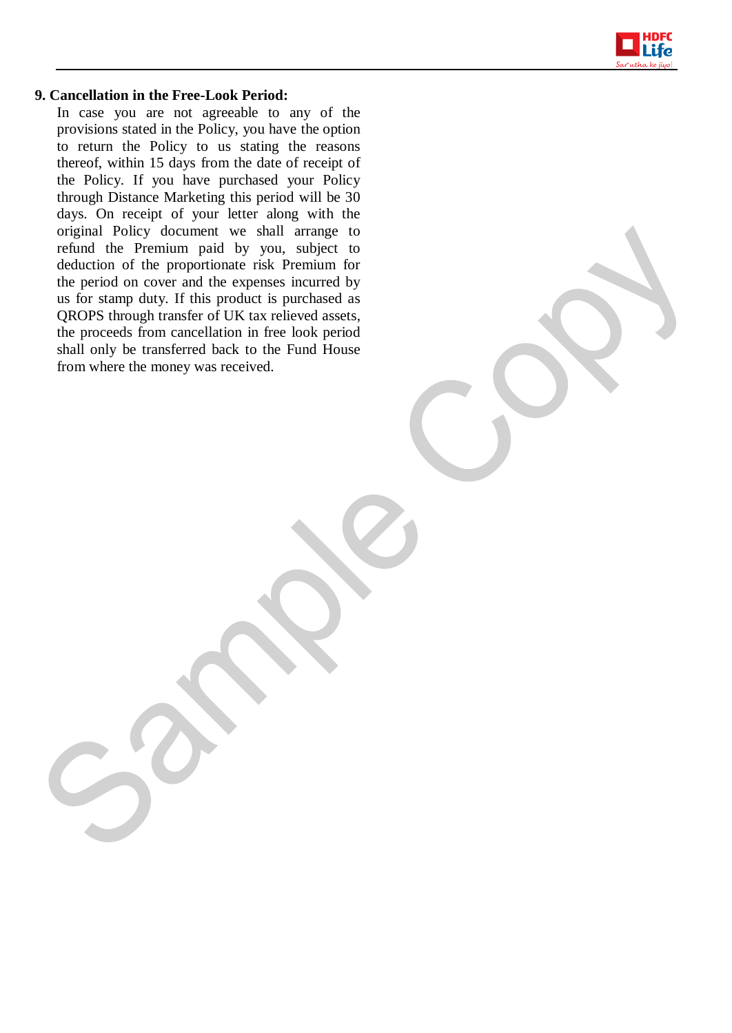**9. Cancellation in the Free-Look Period:**

In case you are not agreeable to any of the provisions stated in the Policy, you have the option to return the Policy to us stating the reasons thereof, within 15 days from the date of receipt of the Policy. If you have purchased your Policy through Distance Marketing this period will be 30 days. On receipt of your letter along with the original Policy document we shall arrange to refund the Premium paid by you, subject to deduction of the proportionate risk Premium for the period on cover and the expenses incurred by us for stamp duty. If this product is purchased as QROPS through transfer of UK tax relieved assets, the proceeds from cancellation in free look period shall only be transferred back to the Fund House from where the money was received.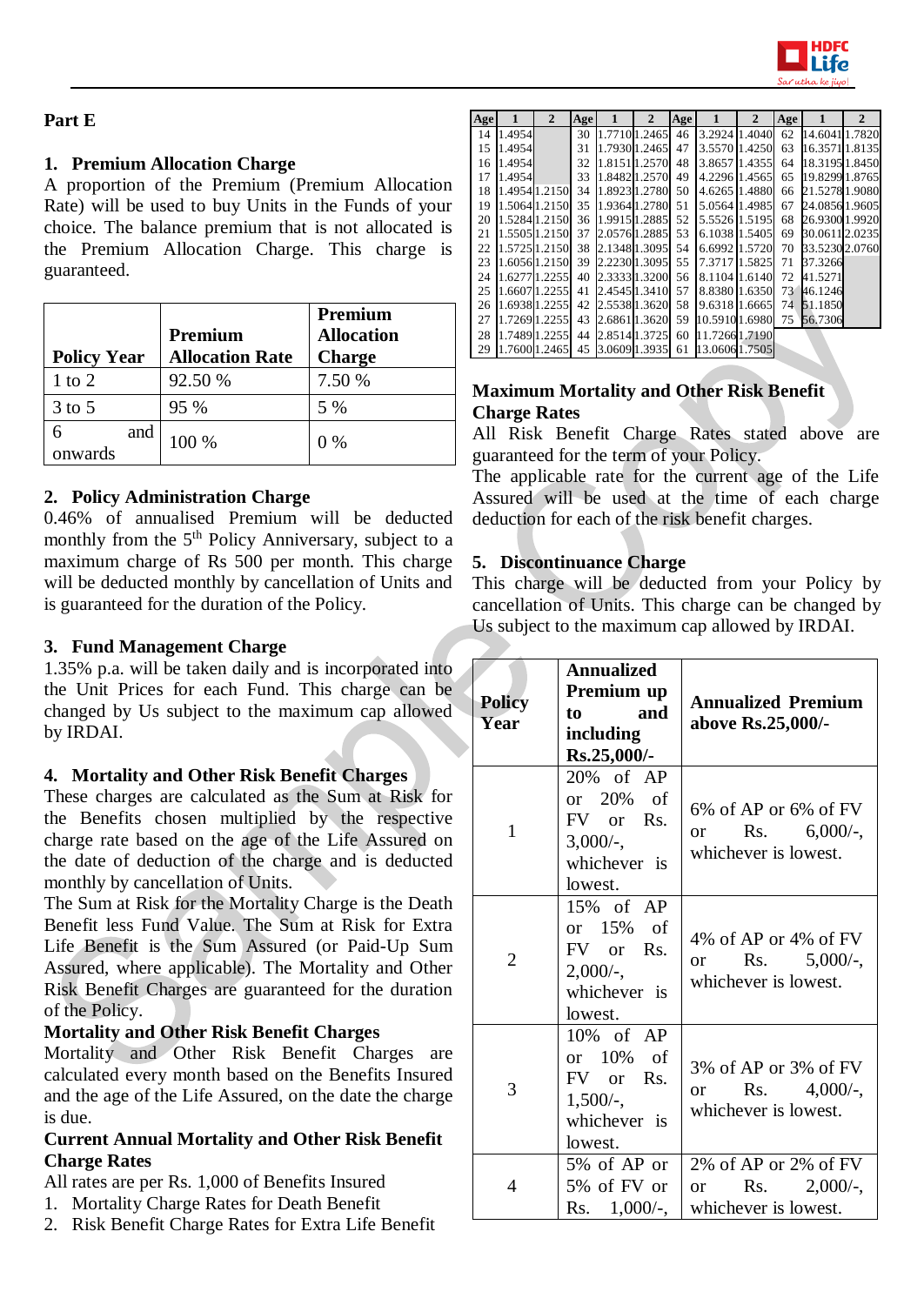## Part E

### 1. Premium Allocation Charge

A proportion of the Premium (Premium Allocation Rate) will be used to buy Units in the Funds of your choice. The balance premium that is not allocated is the Premium Allocation Charge. This charge is guaranteed.

| Policy Year | Premium Allocation Rate | Premium Allocation Charge |
|---|---|---|
| 1 to 2 | 92.50 % | 7.50 % |
| 3 to 5 | 95 % | 5 % |
| 6 and onwards | 100 % | 0 % |

### 2. Policy Administration Charge

0.46% of annualised Premium will be deducted monthly from the 5th Policy Anniversary, subject to a maximum charge of Rs 500 per month. This charge will be deducted monthly by cancellation of Units and is guaranteed for the duration of the Policy.

### 3. Fund Management Charge

1.35% p.a. will be taken daily and is incorporated into the Unit Prices for each Fund. This charge can be changed by Us subject to the maximum cap allowed by IRDAI.

### 4. Mortality and Other Risk Benefit Charges

These charges are calculated as the Sum at Risk for the Benefits chosen multiplied by the respective charge rate based on the age of the Life Assured on the date of deduction of the charge and is deducted monthly by cancellation of Units.

The Sum at Risk for the Mortality Charge is the Death Benefit less Fund Value. The Sum at Risk for Extra Life Benefit is the Sum Assured (or Paid-Up Sum Assured, where applicable). The Mortality and Other Risk Benefit Charges are guaranteed for the duration of the Policy.

**Mortality and Other Risk Benefit Charges**

Mortality and Other Risk Benefit Charges are calculated every month based on the Benefits Insured and the age of the Life Assured, on the date the charge is due.

**Current Annual Mortality and Other Risk Benefit Charge Rates**

All rates are per Rs. 1,000 of Benefits Insured

1. Mortality Charge Rates for Death Benefit
2. Risk Benefit Charge Rates for Extra Life Benefit

| Age | 1 | 2 | Age | 1 | 2 | Age | 1 | 2 | Age | 1 | 2 |
|---|---|---|---|---|---|---|---|---|---|---|---|
| 14 | 1.4954 | | 30 | 1.7710 | 1.2465 | 46 | 3.2924 | 1.4040 | 62 | 14.6041 | 1.7820 |
| 15 | 1.4954 | | 31 | 1.7930 | 1.2465 | 47 | 3.5570 | 1.4250 | 63 | 16.3571 | 1.8135 |
| 16 | 1.4954 | | 32 | 1.8151 | 1.2570 | 48 | 3.8657 | 1.4355 | 64 | 18.3195 | 1.8450 |
| 17 | 1.4954 | | 33 | 1.8482 | 1.2570 | 49 | 4.2296 | 1.4565 | 65 | 19.8299 | 1.8765 |
| 18 | 1.4954 | 1.2150 | 34 | 1.8923 | 1.2780 | 50 | 4.6265 | 1.4880 | 66 | 21.5278 | 1.9080 |
| 19 | 1.5064 | 1.2150 | 35 | 1.9364 | 1.2780 | 51 | 5.0564 | 1.4985 | 67 | 24.0856 | 1.9605 |
| 20 | 1.5284 | 1.2150 | 36 | 1.9915 | 1.2885 | 52 | 5.5526 | 1.5195 | 68 | 26.9300 | 1.9920 |
| 21 | 1.5505 | 1.2150 | 37 | 2.0576 | 1.2885 | 53 | 6.1038 | 1.5405 | 69 | 30.0611 | 2.0235 |
| 22 | 1.5725 | 1.2150 | 38 | 2.1348 | 1.3095 | 54 | 6.6992 | 1.5720 | 70 | 33.5230 | 2.0760 |
| 23 | 1.6056 | 1.2150 | 39 | 2.2230 | 1.3095 | 55 | 7.3717 | 1.5825 | 71 | 37.3266 | |
| 24 | 1.6277 | 1.2255 | 40 | 2.3333 | 1.3200 | 56 | 8.1104 | 1.6140 | 72 | 41.5271 | |
| 25 | 1.6607 | 1.2255 | 41 | 2.4545 | 1.3410 | 57 | 8.8380 | 1.6350 | 73 | 46.1246 | |
| 26 | 1.6938 | 1.2255 | 42 | 2.5538 | 1.3620 | 58 | 9.6318 | 1.6665 | 74 | 51.1850 | |
| 27 | 1.7269 | 1.2255 | 43 | 2.6861 | 1.3620 | 59 | 10.5910 | 1.6980 | 75 | 56.7306 | |
| 28 | 1.7489 | 1.2255 | 44 | 2.8514 | 1.3725 | 60 | 11.7266 | 1.7190 | | | |
| 29 | 1.7600 | 1.2465 | 45 | 3.0609 | 1.3935 | 61 | 13.0606 | 1.7505 | | | |

**Maximum Mortality and Other Risk Benefit Charge Rates**

All Risk Benefit Charge Rates stated above are guaranteed for the term of your Policy.

The applicable rate for the current age of the Life Assured will be used at the time of each charge deduction for each of the risk benefit charges.

### 5. Discontinuance Charge

This charge will be deducted from your Policy by cancellation of Units. This charge can be changed by Us subject to the maximum cap allowed by IRDAI.

| Policy Year | Annualized Premium up to and including Rs.25,000/- | Annualized Premium above Rs.25,000/- |
|---|---|---|
| 1 | 20% of AP or 20% of FV or Rs. 3,000/-, whichever is lowest. | 6% of AP or 6% of FV or Rs. 6,000/-, whichever is lowest. |
| 2 | 15% of AP or 15% of FV or Rs. 2,000/-, whichever is lowest. | 4% of AP or 4% of FV or Rs. 5,000/-, whichever is lowest. |
| 3 | 10% of AP or 10% of FV or Rs. 1,500/-, whichever is lowest. | 3% of AP or 3% of FV or Rs. 4,000/-, whichever is lowest. |
| 4 | 5% of AP or 5% of FV or Rs. 1,000/-, | 2% of AP or 2% of FV or Rs. 2,000/-, whichever is lowest. |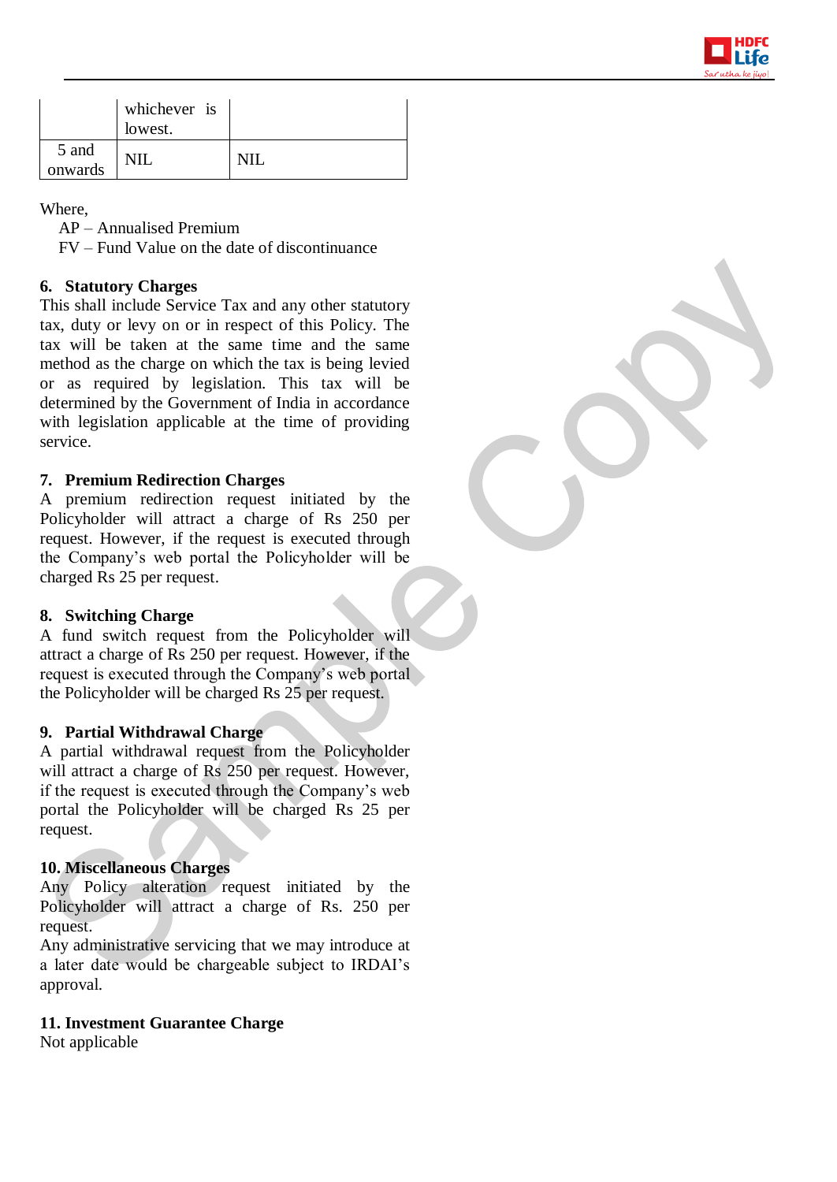| | | |
|---|---|---|
| | whichever is lowest. | |
| 5 and onwards | NIL | NIL |

Where,

AP – Annualised Premium

FV – Fund Value on the date of discontinuance

**6. Statutory Charges**

This shall include Service Tax and any other statutory tax, duty or levy on or in respect of this Policy. The tax will be taken at the same time and the same method as the charge on which the tax is being levied or as required by legislation. This tax will be determined by the Government of India in accordance with legislation applicable at the time of providing service.

**7. Premium Redirection Charges**

A premium redirection request initiated by the Policyholder will attract a charge of Rs 250 per request. However, if the request is executed through the Company's web portal the Policyholder will be charged Rs 25 per request.

**8. Switching Charge**

A fund switch request from the Policyholder will attract a charge of Rs 250 per request. However, if the request is executed through the Company's web portal the Policyholder will be charged Rs 25 per request.

**9. Partial Withdrawal Charge**

A partial withdrawal request from the Policyholder will attract a charge of Rs 250 per request. However, if the request is executed through the Company's web portal the Policyholder will be charged Rs 25 per request.

**10. Miscellaneous Charges**

Any Policy alteration request initiated by the Policyholder will attract a charge of Rs. 250 per request.

Any administrative servicing that we may introduce at a later date would be chargeable subject to IRDAI's approval.

**11. Investment Guarantee Charge**

Not applicable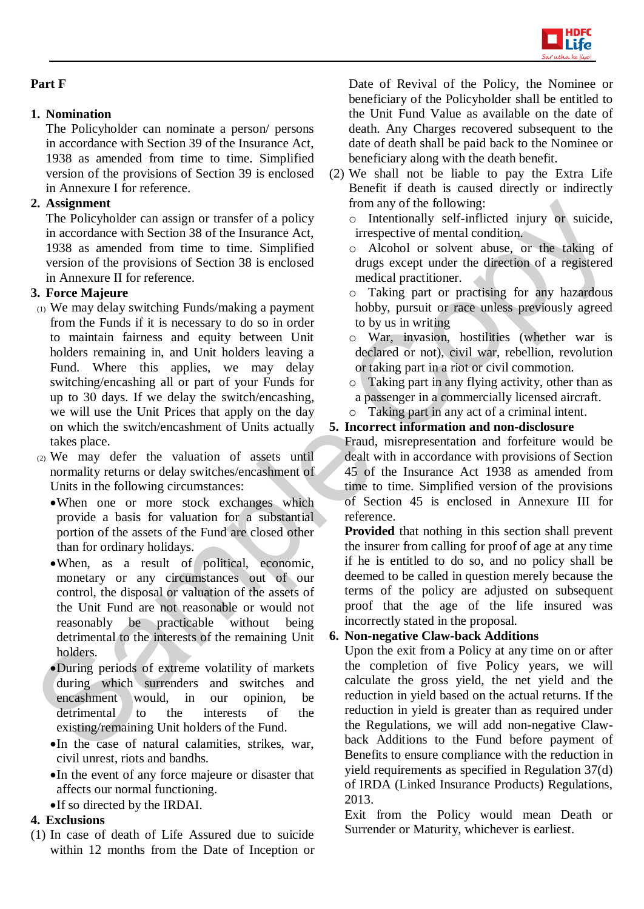## Part F

1. **Nomination**
   The Policyholder can nominate a person/ persons in accordance with Section 39 of the Insurance Act, 1938 as amended from time to time. Simplified version of the provisions of Section 39 is enclosed in Annexure I for reference.
2. **Assignment**
   The Policyholder can assign or transfer of a policy in accordance with Section 38 of the Insurance Act, 1938 as amended from time to time. Simplified version of the provisions of Section 38 is enclosed in Annexure II for reference.
3. **Force Majeure**

(1) We may delay switching Funds/making a payment from the Funds if it is necessary to do so in order to maintain fairness and equity between Unit holders remaining in, and Unit holders leaving a Fund. Where this applies, we may delay switching/encashing all or part of your Funds for up to 30 days. If we delay the switch/encashing, we will use the Unit Prices that apply on the day on which the switch/encashment of Units actually takes place.

(2) We may defer the valuation of assets until normality returns or delay switches/encashment of Units in the following circumstances:

- When one or more stock exchanges which provide a basis for valuation for a substantial portion of the assets of the Fund are closed other than for ordinary holidays.
- When, as a result of political, economic, monetary or any circumstances out of our control, the disposal or valuation of the assets of the Unit Fund are not reasonable or would not reasonably be practicable without being detrimental to the interests of the remaining Unit holders.
- During periods of extreme volatility of markets during which surrenders and switches and encashment would, in our opinion, be detrimental to the interests of the existing/remaining Unit holders of the Fund.
- In the case of natural calamities, strikes, war, civil unrest, riots and bandhs.
- In the event of any force majeure or disaster that affects our normal functioning.
- If so directed by the IRDAI.

4. **Exclusions**

(1) In case of death of Life Assured due to suicide within 12 months from the Date of Inception or Date of Revival of the Policy, the Nominee or beneficiary of the Policyholder shall be entitled to the Unit Fund Value as available on the date of death. Any Charges recovered subsequent to the date of death shall be paid back to the Nominee or beneficiary along with the death benefit.

(2) We shall not be liable to pay the Extra Life Benefit if death is caused directly or indirectly from any of the following:

- Intentionally self-inflicted injury or suicide, irrespective of mental condition.
- Alcohol or solvent abuse, or the taking of drugs except under the direction of a registered medical practitioner.
- Taking part or practising for any hazardous hobby, pursuit or race unless previously agreed to by us in writing
- War, invasion, hostilities (whether war is declared or not), civil war, rebellion, revolution or taking part in a riot or civil commotion.
- Taking part in any flying activity, other than as a passenger in a commercially licensed aircraft.
- Taking part in any act of a criminal intent.

5. **Incorrect information and non-disclosure**
   Fraud, misrepresentation and forfeiture would be dealt with in accordance with provisions of Section 45 of the Insurance Act 1938 as amended from time to time. Simplified version of the provisions of Section 45 is enclosed in Annexure III for reference.

   **Provided** that nothing in this section shall prevent the insurer from calling for proof of age at any time if he is entitled to do so, and no policy shall be deemed to be called in question merely because the terms of the policy are adjusted on subsequent proof that the age of the life insured was incorrectly stated in the proposal.
6. **Non-negative Claw-back Additions**
   Upon the exit from a Policy at any time on or after the completion of five Policy years, we will calculate the gross yield, the net yield and the reduction in yield based on the actual returns. If the reduction in yield is greater than as required under the Regulations, we will add non-negative Claw-back Additions to the Fund before payment of Benefits to ensure compliance with the reduction in yield requirements as specified in Regulation 37(d) of IRDA (Linked Insurance Products) Regulations, 2013.

   Exit from the Policy would mean Death or Surrender or Maturity, whichever is earliest.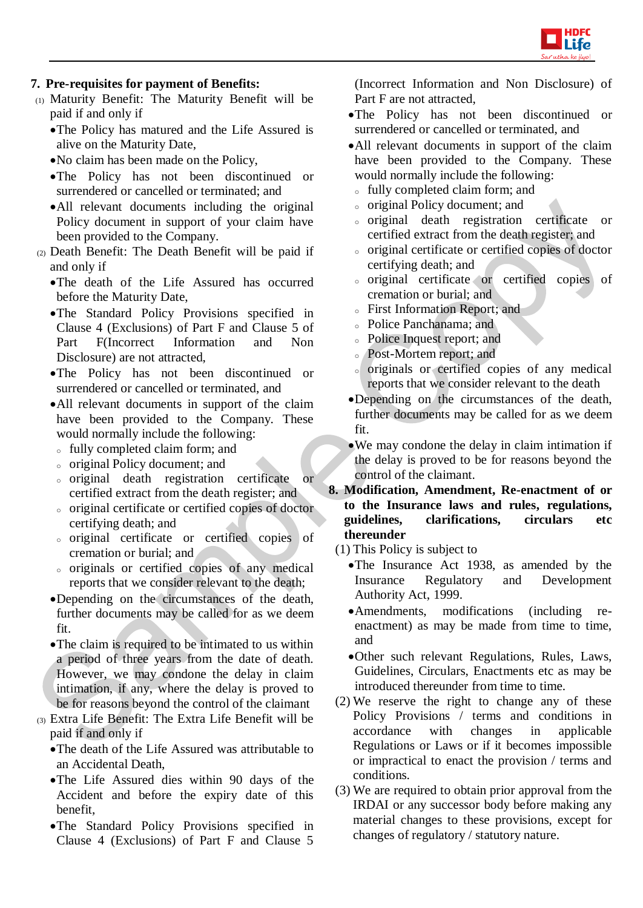## 7. Pre-requisites for payment of Benefits:

(1) Maturity Benefit: The Maturity Benefit will be paid if and only if

- The Policy has matured and the Life Assured is alive on the Maturity Date,
- No claim has been made on the Policy,
- The Policy has not been discontinued or surrendered or cancelled or terminated; and
- All relevant documents including the original Policy document in support of your claim have been provided to the Company.

(2) Death Benefit: The Death Benefit will be paid if and only if

- The death of the Life Assured has occurred before the Maturity Date,
- The Standard Policy Provisions specified in Clause 4 (Exclusions) of Part F and Clause 5 of Part F(Incorrect Information and Non Disclosure) are not attracted,
- The Policy has not been discontinued or surrendered or cancelled or terminated, and
- All relevant documents in support of the claim have been provided to the Company. These would normally include the following:
  - fully completed claim form; and
  - original Policy document; and
  - original death registration certificate or certified extract from the death register; and
  - original certificate or certified copies of doctor certifying death; and
  - original certificate or certified copies of cremation or burial; and
  - originals or certified copies of any medical reports that we consider relevant to the death;
- Depending on the circumstances of the death, further documents may be called for as we deem fit.
- The claim is required to be intimated to us within a period of three years from the date of death. However, we may condone the delay in claim intimation, if any, where the delay is proved to be for reasons beyond the control of the claimant

(3) Extra Life Benefit: The Extra Life Benefit will be paid if and only if

- The death of the Life Assured was attributable to an Accidental Death,
- The Life Assured dies within 90 days of the Accident and before the expiry date of this benefit,
- The Standard Policy Provisions specified in Clause 4 (Exclusions) of Part F and Clause 5 (Incorrect Information and Non Disclosure) of Part F are not attracted,
- The Policy has not been discontinued or surrendered or cancelled or terminated, and
- All relevant documents in support of the claim have been provided to the Company. These would normally include the following:
  - fully completed claim form; and
  - original Policy document; and
  - original death registration certificate or certified extract from the death register; and
  - original certificate or certified copies of doctor certifying death; and
  - original certificate or certified copies of cremation or burial; and
  - First Information Report; and
  - Police Panchanama; and
  - Police Inquest report; and
  - Post-Mortem report; and
  - originals or certified copies of any medical reports that we consider relevant to the death
- Depending on the circumstances of the death, further documents may be called for as we deem fit.
- We may condone the delay in claim intimation if the delay is proved to be for reasons beyond the control of the claimant.

## 8. Modification, Amendment, Re-enactment of or to the Insurance laws and rules, regulations, guidelines, clarifications, circulars etc thereunder

(1) This Policy is subject to

- The Insurance Act 1938, as amended by the Insurance Regulatory and Development Authority Act, 1999.
- Amendments, modifications (including re-enactment) as may be made from time to time, and
- Other such relevant Regulations, Rules, Laws, Guidelines, Circulars, Enactments etc as may be introduced thereunder from time to time.

(2) We reserve the right to change any of these Policy Provisions / terms and conditions in accordance with changes in applicable Regulations or Laws or if it becomes impossible or impractical to enact the provision / terms and conditions.

(3) We are required to obtain prior approval from the IRDAI or any successor body before making any material changes to these provisions, except for changes of regulatory / statutory nature.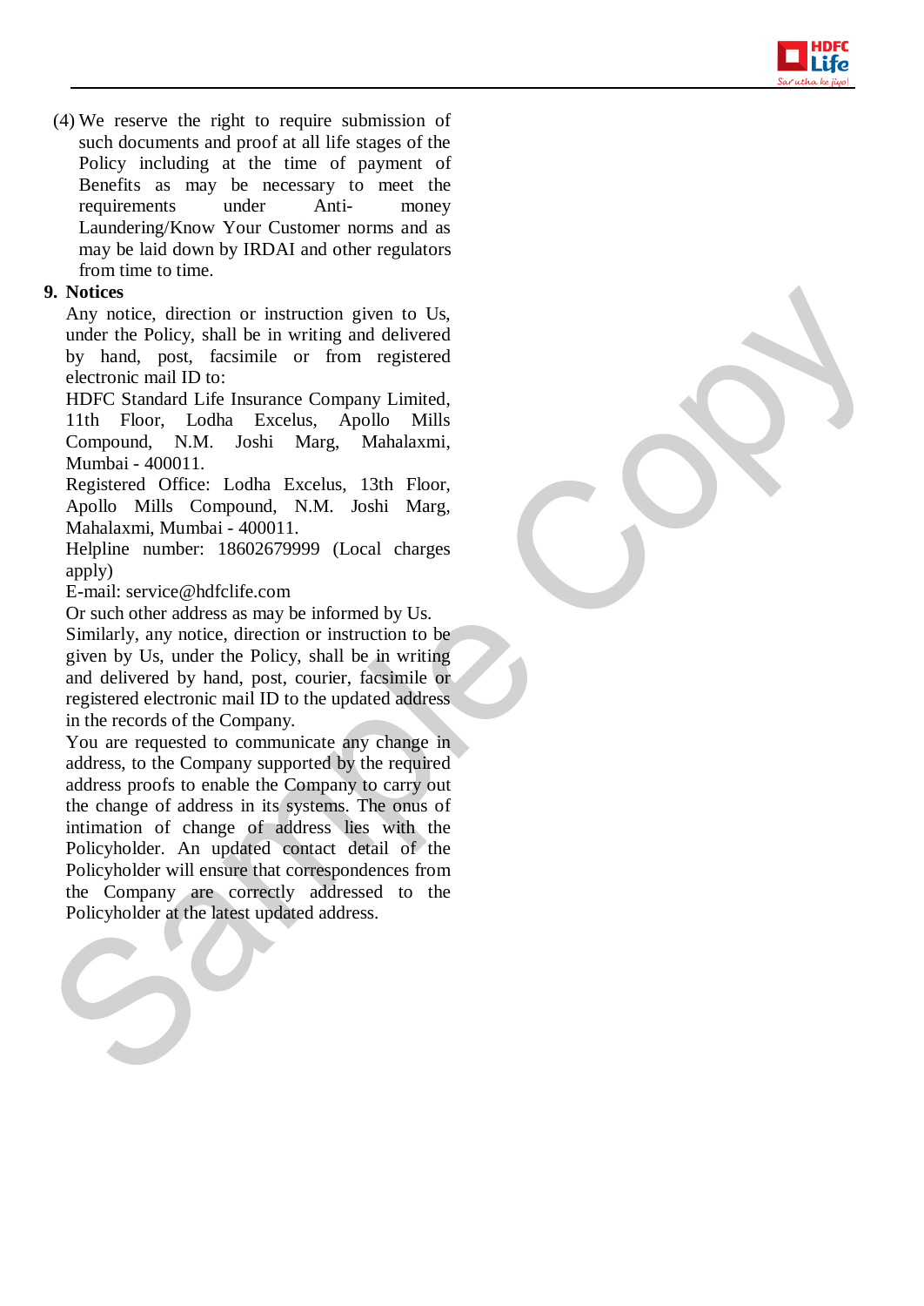(4) We reserve the right to require submission of such documents and proof at all life stages of the Policy including at the time of payment of Benefits as may be necessary to meet the requirements under Anti- money Laundering/Know Your Customer norms and as may be laid down by IRDAI and other regulators from time to time.

**9. Notices**

Any notice, direction or instruction given to Us, under the Policy, shall be in writing and delivered by hand, post, facsimile or from registered electronic mail ID to:

HDFC Standard Life Insurance Company Limited, 11th Floor, Lodha Excelus, Apollo Mills Compound, N.M. Joshi Marg, Mahalaxmi, Mumbai - 400011.

Registered Office: Lodha Excelus, 13th Floor, Apollo Mills Compound, N.M. Joshi Marg, Mahalaxmi, Mumbai - 400011.

Helpline number: 18602679999 (Local charges apply)

E-mail: service@hdfclife.com

Or such other address as may be informed by Us.

Similarly, any notice, direction or instruction to be given by Us, under the Policy, shall be in writing and delivered by hand, post, courier, facsimile or registered electronic mail ID to the updated address in the records of the Company.

You are requested to communicate any change in address, to the Company supported by the required address proofs to enable the Company to carry out the change of address in its systems. The onus of intimation of change of address lies with the Policyholder. An updated contact detail of the Policyholder will ensure that correspondences from the Company are correctly addressed to the Policyholder at the latest updated address.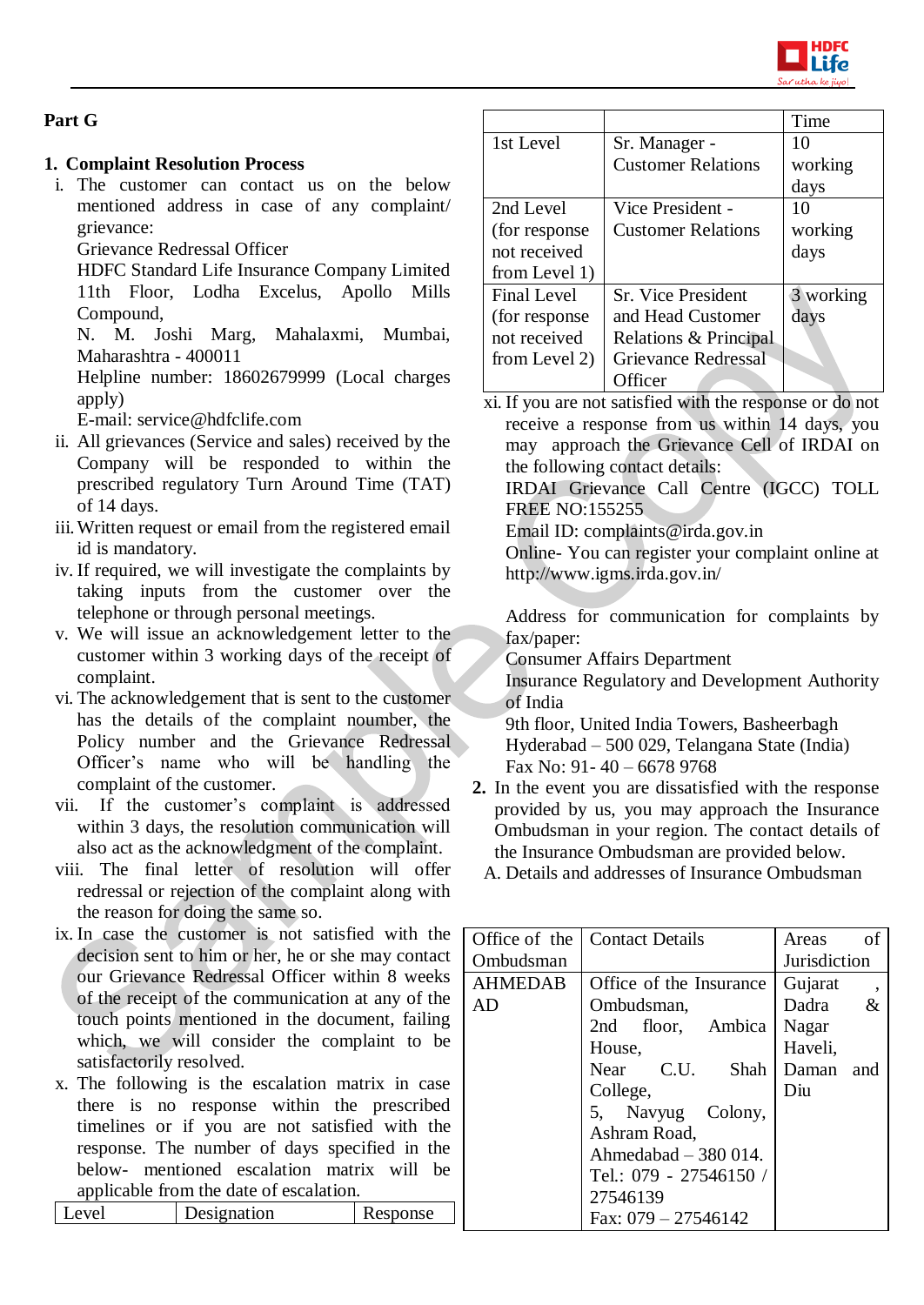## Part G

### 1. Complaint Resolution Process

i. The customer can contact us on the below mentioned address in case of any complaint/ grievance:
Grievance Redressal Officer
HDFC Standard Life Insurance Company Limited
11th Floor, Lodha Excelus, Apollo Mills Compound,
N. M. Joshi Marg, Mahalaxmi, Mumbai, Maharashtra - 400011
Helpline number: 18602679999 (Local charges apply)
E-mail: service@hdfclife.com

ii. All grievances (Service and sales) received by the Company will be responded to within the prescribed regulatory Turn Around Time (TAT) of 14 days.

iii. Written request or email from the registered email id is mandatory.

iv. If required, we will investigate the complaints by taking inputs from the customer over the telephone or through personal meetings.

v. We will issue an acknowledgement letter to the customer within 3 working days of the receipt of complaint.

vi. The acknowledgement that is sent to the customer has the details of the complaint number, the Policy number and the Grievance Redressal Officer's name who will be handling the complaint of the customer.

vii. If the customer's complaint is addressed within 3 days, the resolution communication will also act as the acknowledgment of the complaint.

viii. The final letter of resolution will offer redressal or rejection of the complaint along with the reason for doing the same so.

ix. In case the customer is not satisfied with the decision sent to him or her, he or she may contact our Grievance Redressal Officer within 8 weeks of the receipt of the communication at any of the touch points mentioned in the document, failing which, we will consider the complaint to be satisfactorily resolved.

x. The following is the escalation matrix in case there is no response within the prescribed timelines or if you are not satisfied with the response. The number of days specified in the below- mentioned escalation matrix will be applicable from the date of escalation.

| Level | Designation | Response Time |
|---|---|---|
| 1st Level | Sr. Manager - Customer Relations | 10 working days |
| 2nd Level (for response not received from Level 1) | Vice President - Customer Relations | 10 working days |
| Final Level (for response not received from Level 2) | Sr. Vice President and Head Customer Relations & Principal Grievance Redressal Officer | 3 working days |

xi. If you are not satisfied with the response or do not receive a response from us within 14 days, you may approach the Grievance Cell of IRDAI on the following contact details:
IRDAI Grievance Call Centre (IGCC) TOLL FREE NO:155255
Email ID: complaints@irda.gov.in
Online- You can register your complaint online at http://www.igms.irda.gov.in/

Address for communication for complaints by fax/paper:
Consumer Affairs Department
Insurance Regulatory and Development Authority of India
9th floor, United India Towers, Basheerbagh
Hyderabad – 500 029, Telangana State (India)
Fax No: 91- 40 – 6678 9768

### 2. In the event you are dissatisfied with the response provided by us, you may approach the Insurance Ombudsman in your region. The contact details of the Insurance Ombudsman are provided below.

A. Details and addresses of Insurance Ombudsman

| Office of the Ombudsman | Contact Details | Areas of Jurisdiction |
|---|---|---|
| AHMEDABAD | Office of the Insurance Ombudsman, 2nd floor, Ambica House, Near C.U. Shah College, 5, Navyug Colony, Ashram Road, Ahmedabad – 380 014. Tel.: 079 - 27546150 / 27546139 Fax: 079 – 27546142 | Gujarat, Dadra & Nagar Haveli, Daman and Diu |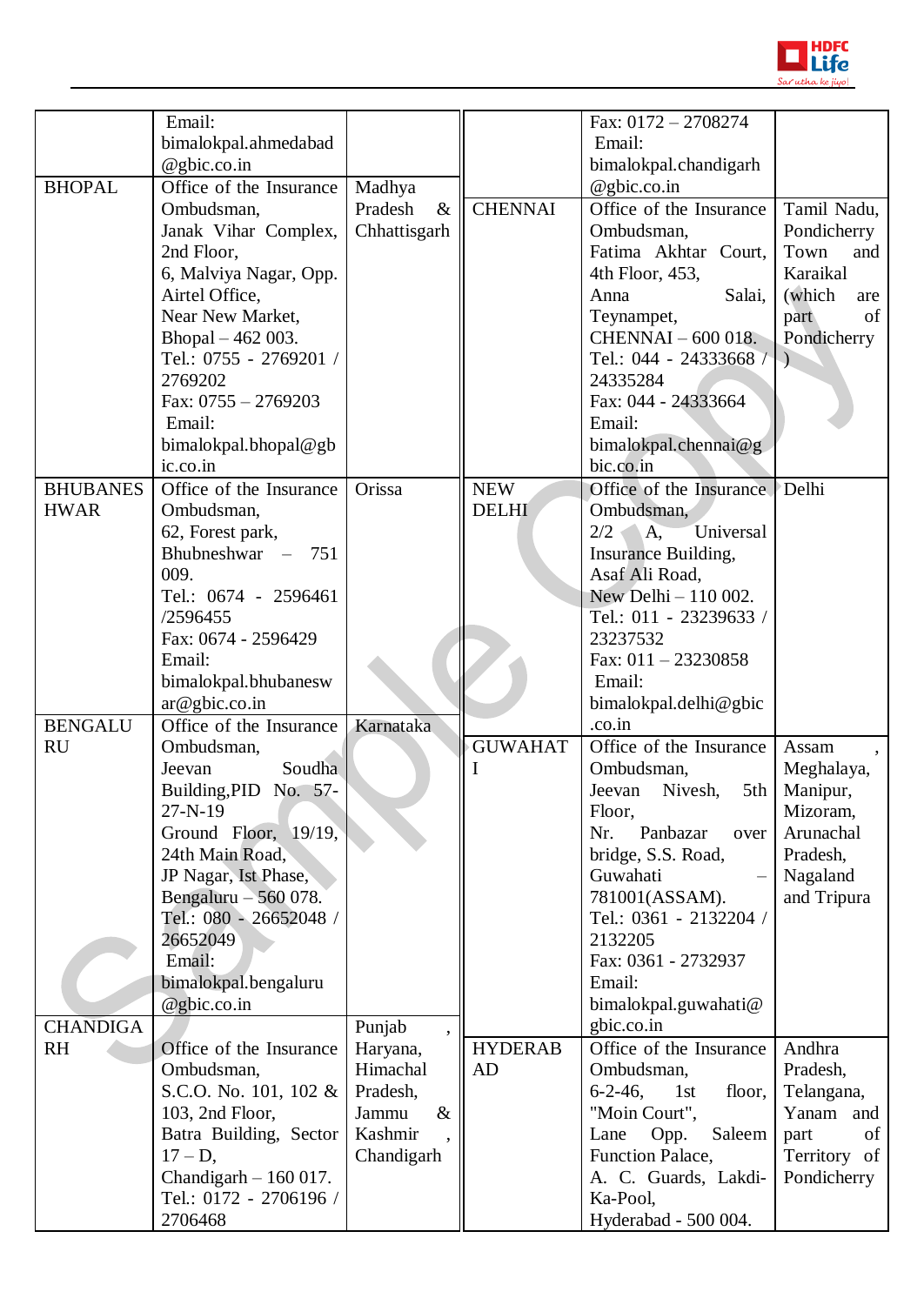| | | |
|---|---|---|
| | Email: bimalokpal.ahmedabad@gbic.co.in | |
| BHOPAL | Office of the Insurance Ombudsman, Janak Vihar Complex, 2nd Floor, 6, Malviya Nagar, Opp. Airtel Office, Near New Market, Bhopal – 462 003. Tel.: 0755 - 2769201 / 2769202 Fax: 0755 – 2769203 Email: bimalokpal.bhopal@gbic.co.in | Madhya Pradesh & Chhattisgarh |
| BHUBANESHWAR | Office of the Insurance Ombudsman, 62, Forest park, Bhubneshwar – 751 009. Tel.: 0674 - 2596461 /2596455 Fax: 0674 - 2596429 Email: bimalokpal.bhubaneswar@gbic.co.in | Orissa |
| BENGALURU | Office of the Insurance Ombudsman, Jeevan Soudha Building,PID No. 57-27-N-19 Ground Floor, 19/19, 24th Main Road, JP Nagar, Ist Phase, Bengaluru – 560 078. Tel.: 080 - 26652048 / 26652049 Email: bimalokpal.bengaluru@gbic.co.in | Karnataka |
| CHANDIGARH | Office of the Insurance Ombudsman, S.C.O. No. 101, 102 & 103, 2nd Floor, Batra Building, Sector 17 – D, Chandigarh – 160 017. Tel.: 0172 - 2706196 / 2706468 Fax: 0172 – 2708274 Email: bimalokpal.chandigarh@gbic.co.in | Punjab, Haryana, Himachal Pradesh, Jammu & Kashmir, Chandigarh |
| CHENNAI | Office of the Insurance Ombudsman, Fatima Akhtar Court, 4th Floor, 453, Anna Salai, Teynampet, CHENNAI – 600 018. Tel.: 044 - 24333668 / 24335284 Fax: 044 - 24333664 Email: bimalokpal.chennai@gbic.co.in | Tamil Nadu, Pondicherry Town and Karaikal (which are part of Pondicherry) |
| NEW DELHI | Office of the Insurance Ombudsman, 2/2 A, Universal Insurance Building, Asaf Ali Road, New Delhi – 110 002. Tel.: 011 - 23239633 / 23237532 Fax: 011 – 23230858 Email: bimalokpal.delhi@gbic.co.in | Delhi |
| GUWAHATI | Office of the Insurance Ombudsman, Jeevan Nivesh, 5th Floor, Nr. Panbazar over bridge, S.S. Road, Guwahati – 781001(ASSAM). Tel.: 0361 - 2132204 / 2132205 Fax: 0361 - 2732937 Email: bimalokpal.guwahati@gbic.co.in | Assam, Meghalaya, Manipur, Mizoram, Arunachal Pradesh, Nagaland and Tripura |
| HYDERABAD | Office of the Insurance Ombudsman, 6-2-46, 1st floor, "Moin Court", Lane Opp. Saleem Function Palace, A. C. Guards, Lakdi-Ka-Pool, Hyderabad - 500 004. | Andhra Pradesh, Telangana, Yanam and part of Territory of Pondicherry |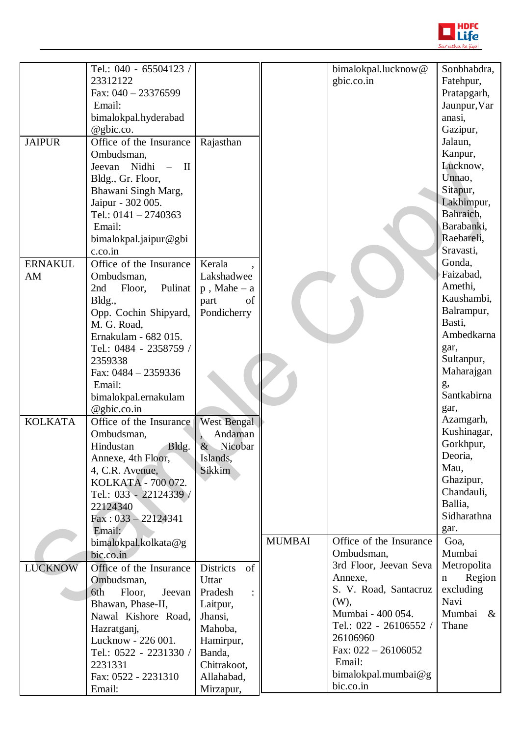| | | |
|---|---|---|
| | Tel.: 040 - 65504123 / 23312122<br>Fax: 040 – 23376599<br>Email:<br>bimalokpal.hyderabad@gbic.co. | |
| JAIPUR | Office of the Insurance Ombudsman,<br>Jeevan Nidhi – II Bldg., Gr. Floor,<br>Bhawani Singh Marg,<br>Jaipur - 302 005.<br>Tel.: 0141 – 2740363<br>Email:<br>bimalokpal.jaipur@gbic.co.in | Rajasthan |
| ERNAKULAM | Office of the Insurance Ombudsman,<br>2nd Floor, Pulinat Bldg.,<br>Opp. Cochin Shipyard, M. G. Road,<br>Ernakulam - 682 015.<br>Tel.: 0484 - 2358759 / 2359338<br>Fax: 0484 – 2359336<br>Email:<br>bimalokpal.ernakulam@gbic.co.in | Kerala , Lakshadweep , Mahe – a part of Pondicherry |
| KOLKATA | Office of the Insurance Ombudsman,<br>Hindustan Bldg. Annexe, 4th Floor,<br>4, C.R. Avenue,<br>KOLKATA - 700 072.<br>Tel.: 033 - 22124339 / 22124340<br>Fax : 033 – 22124341<br>Email:<br>bimalokpal.kolkata@gbic.co.in | West Bengal , Andaman & Nicobar Islands, Sikkim |
| LUCKNOW | Office of the Insurance Ombudsman,<br>6th Floor, Jeevan Bhawan, Phase-II,<br>Nawal Kishore Road, Hazratganj,<br>Lucknow - 226 001.<br>Tel.: 0522 - 2231330 / 2231331<br>Fax: 0522 - 2231310<br>Email:<br>bimalokpal.lucknow@gbic.co.in | Districts of Uttar Pradesh : Laitpur, Jhansi, Mahoba, Hamirpur, Banda, Chitrakoot, Allahabad, Mirzapur, Sonbhabdra, Fatehpur, Pratapgarh, Jaunpur,Varanasi, Gazipur, Jalaun, Kanpur, Lucknow, Unnao, Sitapur, Lakhimpur, Bahraich, Barabanki, Raebareli, Sravasti, Gonda, Faizabad, Amethi, Kaushambi, Balrampur, Basti, Ambedkarnagar, Sultanpur, Maharajganj, Santkabirnagar, Azamgarh, Kushinagar, Gorkhpur, Deoria, Mau, Ghazipur, Chandauli, Ballia, Sidharathnagar. |
| MUMBAI | Office of the Insurance Ombudsman,<br>3rd Floor, Jeevan Seva Annexe,<br>S. V. Road, Santacruz (W),<br>Mumbai - 400 054.<br>Tel.: 022 - 26106552 / 26106960<br>Fax: 022 – 26106052<br>Email:<br>bimalokpal.mumbai@gbic.co.in | Goa, Mumbai Metropolitan Region excluding Navi Mumbai & Thane |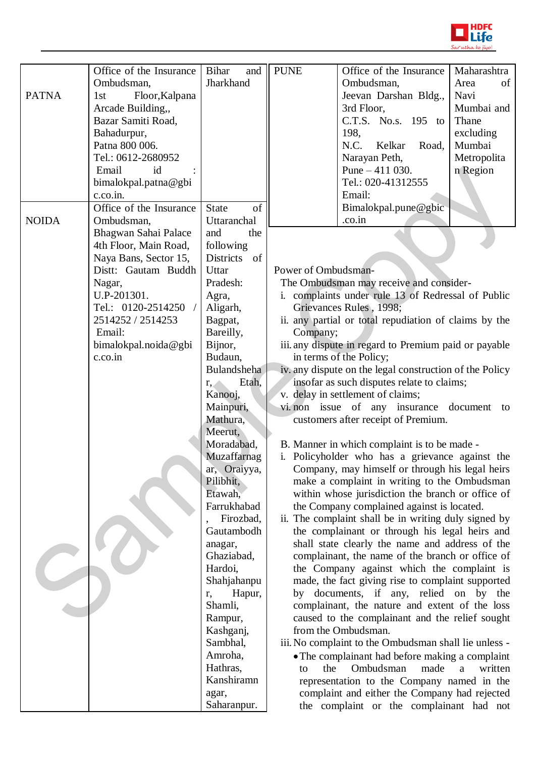| | | |
|---|---|---|
| PATNA | Office of the Insurance Ombudsman, 1st Floor,Kalpana Arcade Building,, Bazar Samiti Road, Bahadurpur, Patna 800 006. Tel.: 0612-2680952 Email id : bimalokpal.patna@gbic.co.in. | Bihar and Jharkhand |
| NOIDA | Office of the Insurance Ombudsman, Bhagwan Sahai Palace 4th Floor, Main Road, Naya Bans, Sector 15, Distt: Gautam Buddh Nagar, U.P-201301. Tel.: 0120-2514250 / 2514252 / 2514253 Email: bimalokpal.noida@gbic.co.in | State of Uttaranchal and the following Districts of Uttar Pradesh: Agra, Aligarh, Bagpat, Bareilly, Bijnor, Budaun, Bulandshehar, Etah, Kanooj, Mainpuri, Mathura, Meerut, Moradabad, Muzaffarnagar, Oraiyya, Pilibhit, Etawah, Farrukhabad, Firozbad, Gautambodhanagar, Ghaziabad, Hardoi, Shahjahanpur, Hapur, Shamli, Rampur, Kashganj, Sambhal, Amroha, Hathras, Kanshiramnagar, Saharanpur. |
| PUNE | Office of the Insurance Ombudsman, Jeevan Darshan Bldg., 3rd Floor, C.T.S. No.s. 195 to 198, N.C. Kelkar Road, Narayan Peth, Pune – 411 030. Tel.: 020-41312555 Email: Bimalokpal.pune@gbic.co.in | Maharashtra Area of Navi Mumbai and Thane excluding Mumbai Metropolitan Region |

Power of Ombudsman-

The Ombudsman may receive and consider-

i. complaints under rule 13 of Redressal of Public Grievances Rules , 1998;
ii. any partial or total repudiation of claims by the Company;
iii. any dispute in regard to Premium paid or payable in terms of the Policy;
iv. any dispute on the legal construction of the Policy insofar as such disputes relate to claims;
v. delay in settlement of claims;
vi. non issue of any insurance document to customers after receipt of Premium.

B. Manner in which complaint is to be made -

i. Policyholder who has a grievance against the Company, may himself or through his legal heirs make a complaint in writing to the Ombudsman within whose jurisdiction the branch or office of the Company complained against is located.
ii. The complaint shall be in writing duly signed by the complainant or through his legal heirs and shall state clearly the name and address of the complainant, the name of the branch or office of the Company against which the complaint is made, the fact giving rise to complaint supported by documents, if any, relied on by the complainant, the nature and extent of the loss caused to the complainant and the relief sought from the Ombudsman.
iii. No complaint to the Ombudsman shall lie unless -
    - The complainant had before making a complaint to the Ombudsman made a written representation to the Company named in the complaint and either the Company had rejected the complaint or the complainant had not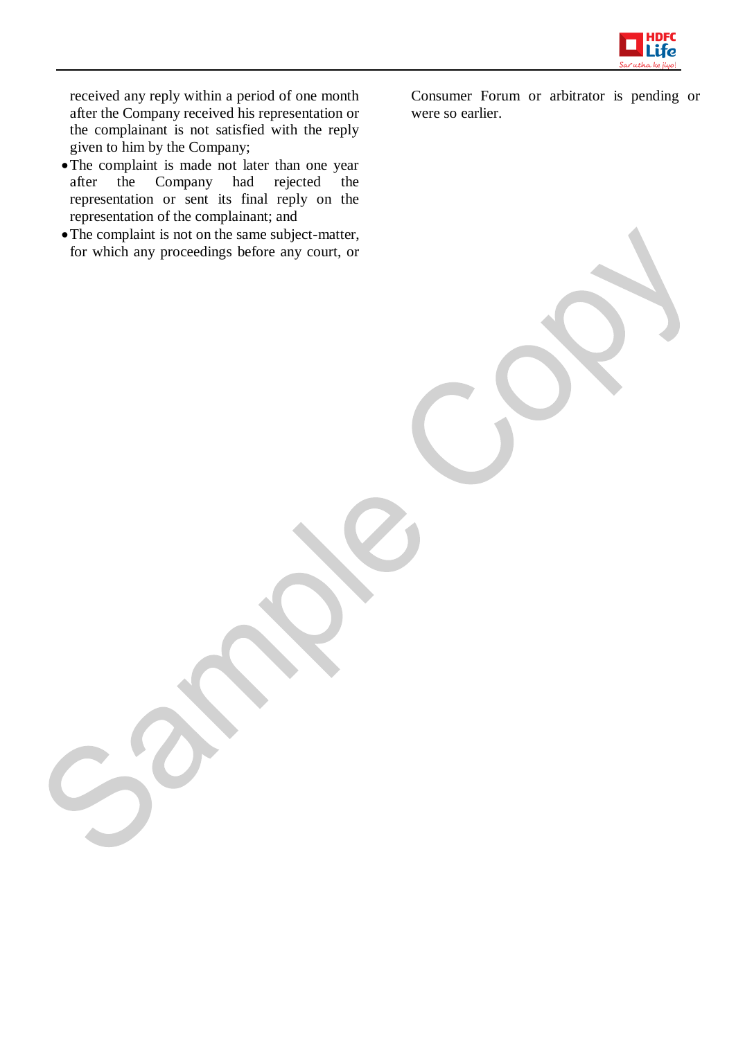received any reply within a period of one month after the Company received his representation or the complainant is not satisfied with the reply given to him by the Company;

- The complaint is made not later than one year after the Company had rejected the representation or sent its final reply on the representation of the complainant; and
- The complaint is not on the same subject-matter, for which any proceedings before any court, or Consumer Forum or arbitrator is pending or were so earlier.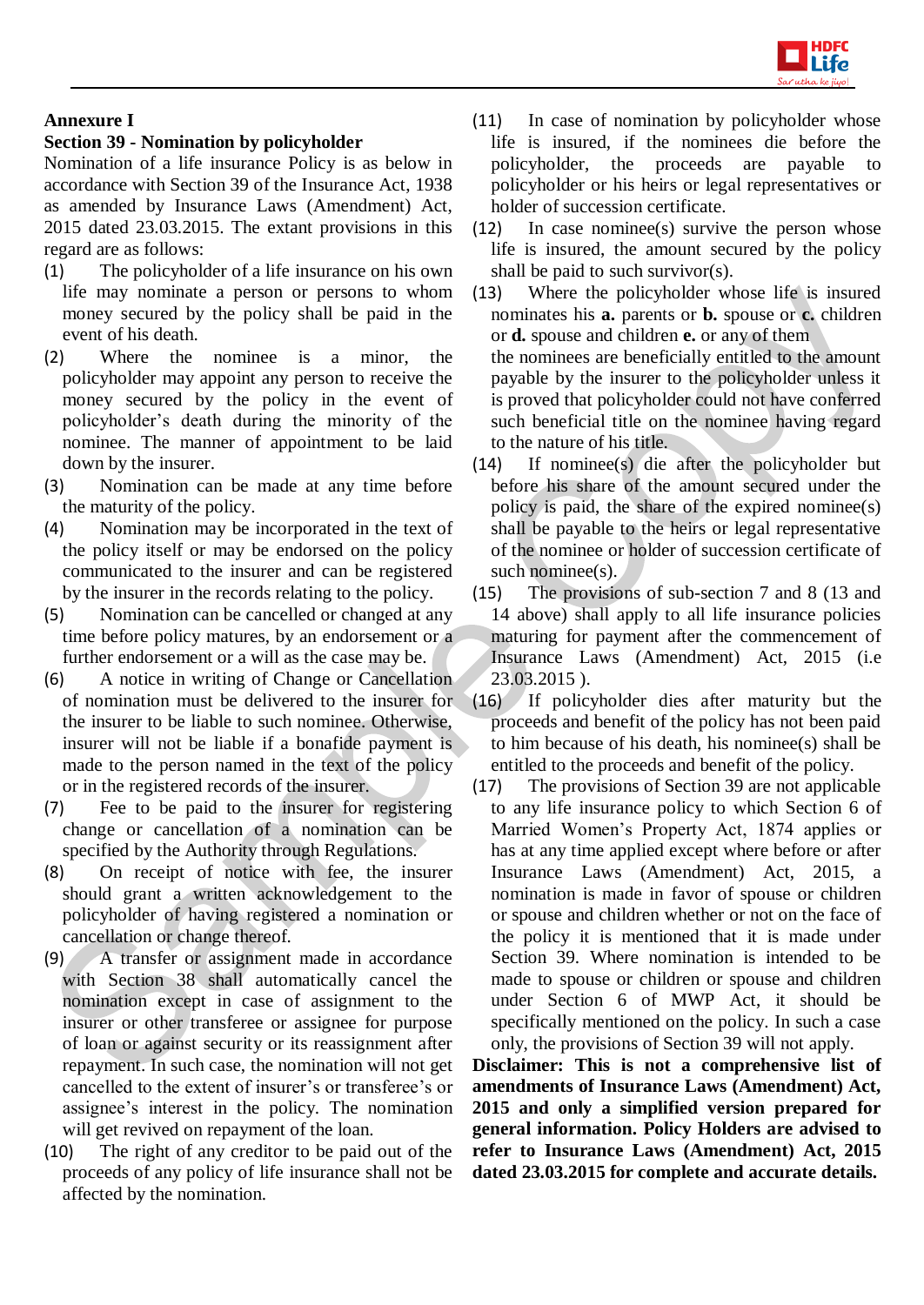**Annexure I**

**Section 39 - Nomination by policyholder**

Nomination of a life insurance Policy is as below in accordance with Section 39 of the Insurance Act, 1938 as amended by Insurance Laws (Amendment) Act, 2015 dated 23.03.2015. The extant provisions in this regard are as follows:

(1) The policyholder of a life insurance on his own life may nominate a person or persons to whom money secured by the policy shall be paid in the event of his death.

(2) Where the nominee is a minor, the policyholder may appoint any person to receive the money secured by the policy in the event of policyholder's death during the minority of the nominee. The manner of appointment to be laid down by the insurer.

(3) Nomination can be made at any time before the maturity of the policy.

(4) Nomination may be incorporated in the text of the policy itself or may be endorsed on the policy communicated to the insurer and can be registered by the insurer in the records relating to the policy.

(5) Nomination can be cancelled or changed at any time before policy matures, by an endorsement or a further endorsement or a will as the case may be.

(6) A notice in writing of Change or Cancellation of nomination must be delivered to the insurer for the insurer to be liable to such nominee. Otherwise, insurer will not be liable if a bonafide payment is made to the person named in the text of the policy or in the registered records of the insurer.

(7) Fee to be paid to the insurer for registering change or cancellation of a nomination can be specified by the Authority through Regulations.

(8) On receipt of notice with fee, the insurer should grant a written acknowledgement to the policyholder of having registered a nomination or cancellation or change thereof.

(9) A transfer or assignment made in accordance with Section 38 shall automatically cancel the nomination except in case of assignment to the insurer or other transferee or assignee for purpose of loan or against security or its reassignment after repayment. In such case, the nomination will not get cancelled to the extent of insurer's or transferee's or assignee's interest in the policy. The nomination will get revived on repayment of the loan.

(10) The right of any creditor to be paid out of the proceeds of any policy of life insurance shall not be affected by the nomination.

(11) In case of nomination by policyholder whose life is insured, if the nominees die before the policyholder, the proceeds are payable to policyholder or his heirs or legal representatives or holder of succession certificate.

(12) In case nominee(s) survive the person whose life is insured, the amount secured by the policy shall be paid to such survivor(s).

(13) Where the policyholder whose life is insured nominates his **a.** parents or **b.** spouse or **c.** children or **d.** spouse and children **e.** or any of them the nominees are beneficially entitled to the amount payable by the insurer to the policyholder unless it is proved that policyholder could not have conferred such beneficial title on the nominee having regard to the nature of his title.

(14) If nominee(s) die after the policyholder but before his share of the amount secured under the policy is paid, the share of the expired nominee(s) shall be payable to the heirs or legal representative of the nominee or holder of succession certificate of such nominee(s).

(15) The provisions of sub-section 7 and 8 (13 and 14 above) shall apply to all life insurance policies maturing for payment after the commencement of Insurance Laws (Amendment) Act, 2015 (i.e 23.03.2015 ).

(16) If policyholder dies after maturity but the proceeds and benefit of the policy has not been paid to him because of his death, his nominee(s) shall be entitled to the proceeds and benefit of the policy.

(17) The provisions of Section 39 are not applicable to any life insurance policy to which Section 6 of Married Women's Property Act, 1874 applies or has at any time applied except where before or after Insurance Laws (Amendment) Act, 2015, a nomination is made in favor of spouse or children or spouse and children whether or not on the face of the policy it is mentioned that it is made under Section 39. Where nomination is intended to be made to spouse or children or spouse and children under Section 6 of MWP Act, it should be specifically mentioned on the policy. In such a case only, the provisions of Section 39 will not apply.

**Disclaimer: This is not a comprehensive list of amendments of Insurance Laws (Amendment) Act, 2015 and only a simplified version prepared for general information. Policy Holders are advised to refer to Insurance Laws (Amendment) Act, 2015 dated 23.03.2015 for complete and accurate details.**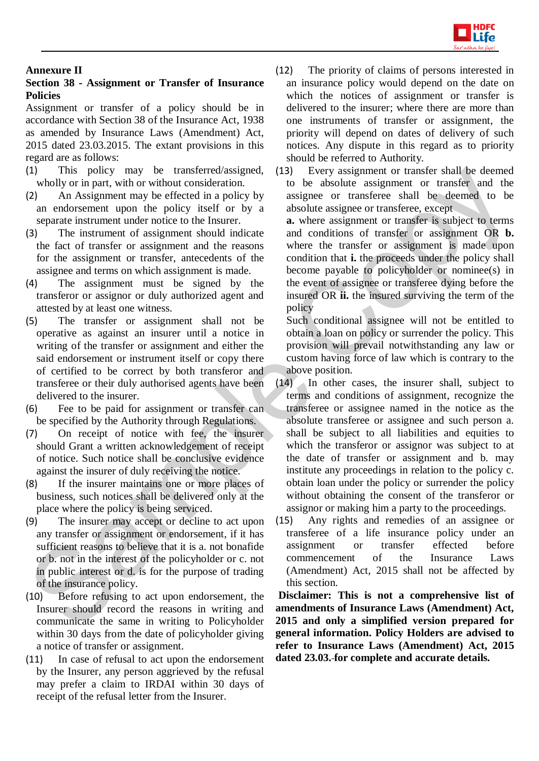**Annexure II**

**Section 38 - Assignment or Transfer of Insurance Policies**

Assignment or transfer of a policy should be in accordance with Section 38 of the Insurance Act, 1938 as amended by Insurance Laws (Amendment) Act, 2015 dated 23.03.2015. The extant provisions in this regard are as follows:

(1) This policy may be transferred/assigned, wholly or in part, with or without consideration.

(2) An Assignment may be effected in a policy by an endorsement upon the policy itself or by a separate instrument under notice to the Insurer.

(3) The instrument of assignment should indicate the fact of transfer or assignment and the reasons for the assignment or transfer, antecedents of the assignee and terms on which assignment is made.

(4) The assignment must be signed by the transferor or assignor or duly authorized agent and attested by at least one witness.

(5) The transfer or assignment shall not be operative as against an insurer until a notice in writing of the transfer or assignment and either the said endorsement or instrument itself or copy there of certified to be correct by both transferor and transferee or their duly authorised agents have been delivered to the insurer.

(6) Fee to be paid for assignment or transfer can be specified by the Authority through Regulations.

(7) On receipt of notice with fee, the insurer should Grant a written acknowledgement of receipt of notice. Such notice shall be conclusive evidence against the insurer of duly receiving the notice.

(8) If the insurer maintains one or more places of business, such notices shall be delivered only at the place where the policy is being serviced.

(9) The insurer may accept or decline to act upon any transfer or assignment or endorsement, if it has sufficient reasons to believe that it is a. not bonafide or b. not in the interest of the policyholder or c. not in public interest or d. is for the purpose of trading of the insurance policy.

(10) Before refusing to act upon endorsement, the Insurer should record the reasons in writing and communicate the same in writing to Policyholder within 30 days from the date of policyholder giving a notice of transfer or assignment.

(11) In case of refusal to act upon the endorsement by the Insurer, any person aggrieved by the refusal may prefer a claim to IRDAI within 30 days of receipt of the refusal letter from the Insurer.

(12) The priority of claims of persons interested in an insurance policy would depend on the date on which the notices of assignment or transfer is delivered to the insurer; where there are more than one instruments of transfer or assignment, the priority will depend on dates of delivery of such notices. Any dispute in this regard as to priority should be referred to Authority.

(13) Every assignment or transfer shall be deemed to be absolute assignment or transfer and the assignee or transferee shall be deemed to be absolute assignee or transferee, except
**a.** where assignment or transfer is subject to terms and conditions of transfer or assignment OR **b.** where the transfer or assignment is made upon condition that **i.** the proceeds under the policy shall become payable to policyholder or nominee(s) in the event of assignee or transferee dying before the insured OR **ii.** the insured surviving the term of the policy
Such conditional assignee will not be entitled to obtain a loan on policy or surrender the policy. This provision will prevail notwithstanding any law or custom having force of law which is contrary to the above position.

(14) In other cases, the insurer shall, subject to terms and conditions of assignment, recognize the transferee or assignee named in the notice as the absolute transferee or assignee and such person a. shall be subject to all liabilities and equities to which the transferor or assignor was subject to at the date of transfer or assignment and b. may institute any proceedings in relation to the policy c. obtain loan under the policy or surrender the policy without obtaining the consent of the transferor or assignor or making him a party to the proceedings.

(15) Any rights and remedies of an assignee or transferee of a life insurance policy under an assignment or transfer effected before commencement of the Insurance Laws (Amendment) Act, 2015 shall not be affected by this section.

**Disclaimer: This is not a comprehensive list of amendments of Insurance Laws (Amendment) Act, 2015 and only a simplified version prepared for general information. Policy Holders are advised to refer to Insurance Laws (Amendment) Act, 2015 dated 23.03. for complete and accurate details.**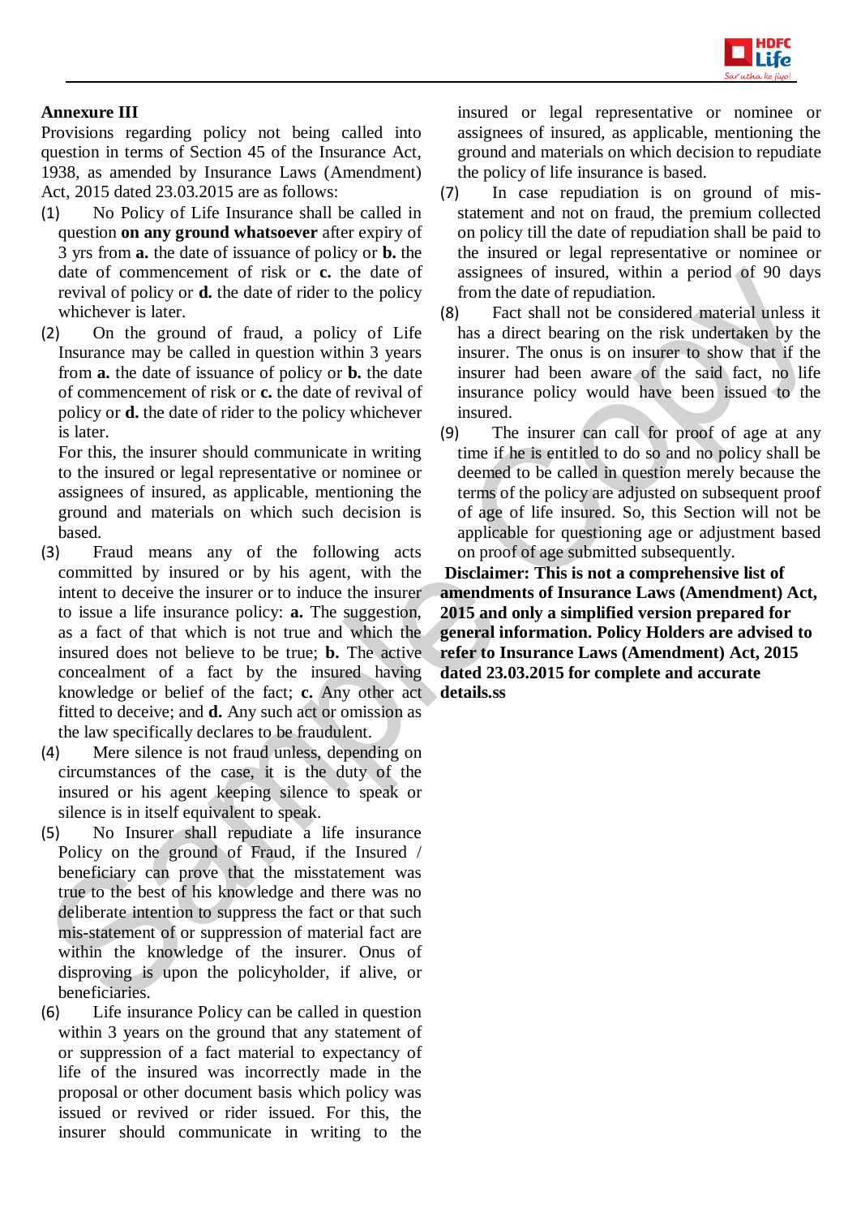**Annexure III**

Provisions regarding policy not being called into question in terms of Section 45 of the Insurance Act, 1938, as amended by Insurance Laws (Amendment) Act, 2015 dated 23.03.2015 are as follows:

(1) No Policy of Life Insurance shall be called in question **on any ground whatsoever** after expiry of 3 yrs from **a.** the date of issuance of policy or **b.** the date of commencement of risk or **c.** the date of revival of policy or **d.** the date of rider to the policy whichever is later.

(2) On the ground of fraud, a policy of Life Insurance may be called in question within 3 years from **a.** the date of issuance of policy or **b.** the date of commencement of risk or **c.** the date of revival of policy or **d.** the date of rider to the policy whichever is later.

For this, the insurer should communicate in writing to the insured or legal representative or nominee or assignees of insured, as applicable, mentioning the ground and materials on which such decision is based.

(3) Fraud means any of the following acts committed by insured or by his agent, with the intent to deceive the insurer or to induce the insurer to issue a life insurance policy: **a.** The suggestion, as a fact of that which is not true and which the insured does not believe to be true; **b.** The active concealment of a fact by the insured having knowledge or belief of the fact; **c.** Any other act fitted to deceive; and **d.** Any such act or omission as the law specifically declares to be fraudulent.

(4) Mere silence is not fraud unless, depending on circumstances of the case, it is the duty of the insured or his agent keeping silence to speak or silence is in itself equivalent to speak.

(5) No Insurer shall repudiate a life insurance Policy on the ground of Fraud, if the Insured / beneficiary can prove that the misstatement was true to the best of his knowledge and there was no deliberate intention to suppress the fact or that such mis-statement of or suppression of material fact are within the knowledge of the insurer. Onus of disproving is upon the policyholder, if alive, or beneficiaries.

(6) Life insurance Policy can be called in question within 3 years on the ground that any statement of or suppression of a fact material to expectancy of life of the insured was incorrectly made in the proposal or other document basis which policy was issued or revived or rider issued. For this, the insurer should communicate in writing to the insured or legal representative or nominee or assignees of insured, as applicable, mentioning the ground and materials on which decision to repudiate the policy of life insurance is based.

(7) In case repudiation is on ground of mis-statement and not on fraud, the premium collected on policy till the date of repudiation shall be paid to the insured or legal representative or nominee or assignees of insured, within a period of 90 days from the date of repudiation.

(8) Fact shall not be considered material unless it has a direct bearing on the risk undertaken by the insurer. The onus is on insurer to show that if the insurer had been aware of the said fact, no life insurance policy would have been issued to the insured.

(9) The insurer can call for proof of age at any time if he is entitled to do so and no policy shall be deemed to be called in question merely because the terms of the policy are adjusted on subsequent proof of age of life insured. So, this Section will not be applicable for questioning age or adjustment based on proof of age submitted subsequently.

**Disclaimer: This is not a comprehensive list of amendments of Insurance Laws (Amendment) Act, 2015 and only a simplified version prepared for general information. Policy Holders are advised to refer to Insurance Laws (Amendment) Act, 2015 dated 23.03.2015 for complete and accurate details.ss**